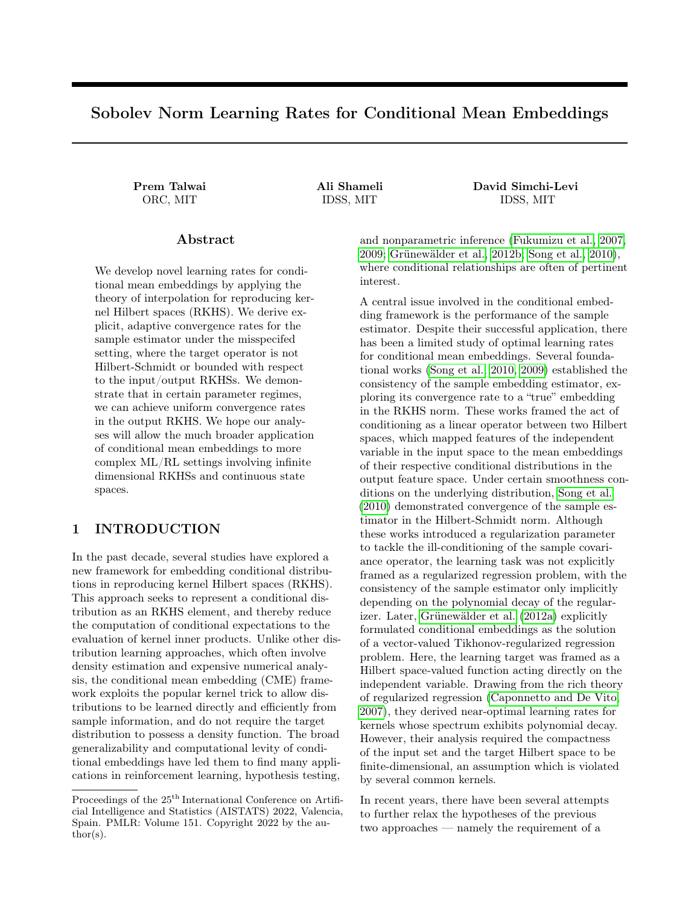# Sobolev Norm Learning Rates for Conditional Mean Embeddings

**Prem Talwai**
ORC, MIT

**Ali Shameli**
IDSS, MIT

**David Simchi-Levi**
IDSS, MIT

## Abstract

We develop novel learning rates for conditional mean embeddings by applying the theory of interpolation for reproducing kernel Hilbert spaces (RKHS). We derive explicit, adaptive convergence rates for the sample estimator under the misspecifed setting, where the target operator is not Hilbert-Schmidt or bounded with respect to the input/output RKHSs. We demonstrate that in certain parameter regimes, we can achieve uniform convergence rates in the output RKHS. We hope our analyses will allow the much broader application of conditional mean embeddings to more complex ML/RL settings involving infinite dimensional RKHSs and continuous state spaces.

## 1 INTRODUCTION

In the past decade, several studies have explored a new framework for embedding conditional distributions in reproducing kernel Hilbert spaces (RKHS). This approach seeks to represent a conditional distribution as an RKHS element, and thereby reduce the computation of conditional expectations to the evaluation of kernel inner products. Unlike other distribution learning approaches, which often involve density estimation and expensive numerical analysis, the conditional mean embedding (CME) framework exploits the popular kernel trick to allow distributions to be learned directly and efficiently from sample information, and do not require the target distribution to possess a density function. The broad generalizability and computational levity of conditional embeddings have led them to find many applications in reinforcement learning, hypothesis testing, and nonparametric inference (Fukumizu et al., 2007, 2009; Grünewälder et al., 2012b; Song et al., 2010), where conditional relationships are often of pertinent interest.

A central issue involved in the conditional embedding framework is the performance of the sample estimator. Despite their successful application, there has been a limited study of optimal learning rates for conditional mean embeddings. Several foundational works (Song et al., 2010, 2009) established the consistency of the sample embedding estimator, exploring its convergence rate to a "true" embedding in the RKHS norm. These works framed the act of conditioning as a linear operator between two Hilbert spaces, which mapped features of the independent variable in the input space to the mean embeddings of their respective conditional distributions in the output feature space. Under certain smoothness conditions on the underlying distribution, Song et al. (2010) demonstrated convergence of the sample estimator in the Hilbert-Schmidt norm. Although these works introduced a regularization parameter to tackle the ill-conditioning of the sample covariance operator, the learning task was not explicitly framed as a regularized regression problem, with the consistency of the sample estimator only implicitly depending on the polynomial decay of the regularizer. Later, Grünewälder et al. (2012a) explicitly formulated conditional embeddings as the solution of a vector-valued Tikhonov-regularized regression problem. Here, the learning target was framed as a Hilbert space-valued function acting directly on the independent variable. Drawing from the rich theory of regularized regression (Caponnetto and De Vito, 2007), they derived near-optimal learning rates for kernels whose spectrum exhibits polynomial decay. However, their analysis required the compactness of the input set and the target Hilbert space to be finite-dimensional, an assumption which is violated by several common kernels.

In recent years, there have been several attempts to further relax the hypotheses of the previous two approaches — namely the requirement of a

Proceedings of the 25[th] International Conference on Artificial Intelligence and Statistics (AISTATS) 2022, Valencia, Spain. PMLR: Volume 151. Copyright 2022 by the author(s).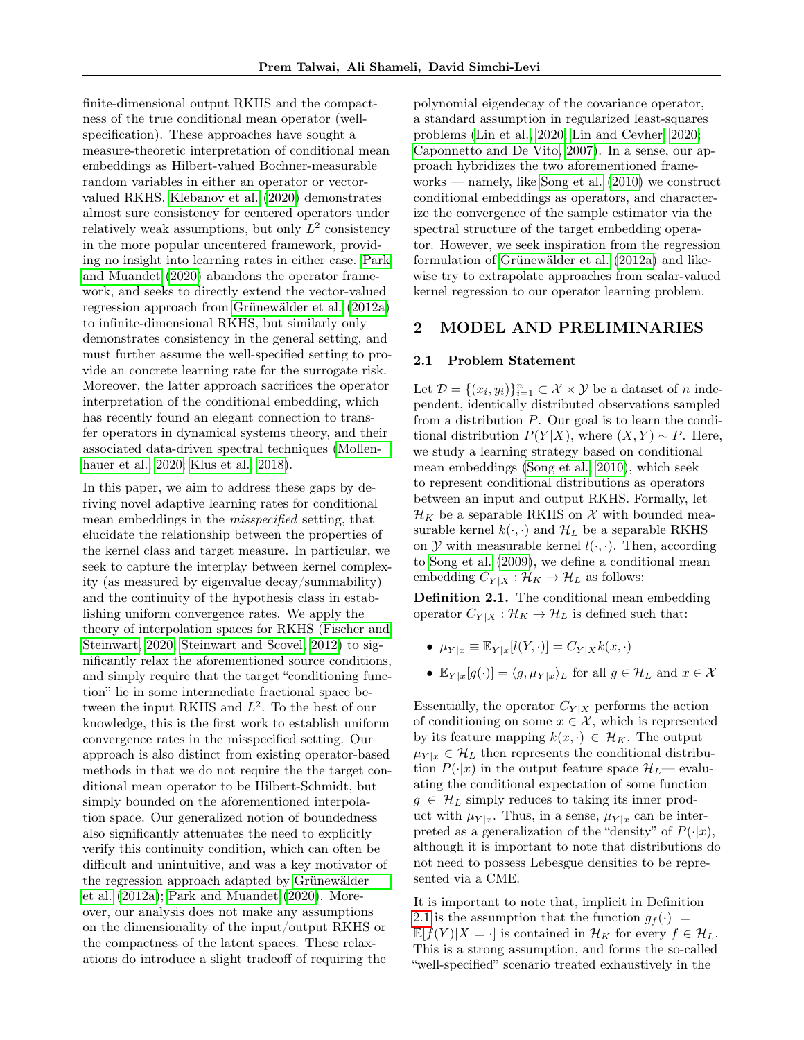finite-dimensional output RKHS and the compactness of the true conditional mean operator (well-specification). These approaches have sought a measure-theoretic interpretation of conditional mean embeddings as Hilbert-valued Bochner-measurable random variables in either an operator or vector-valued RKHS. Klebanov et al. (2020) demonstrates almost sure consistency for centered operators under relatively weak assumptions, but only $L^2$ consistency in the more popular uncentered framework, providing no insight into learning rates in either case. Park and Muandet (2020) abandons the operator framework, and seeks to directly extend the vector-valued regression approach from Grünewälder et al. (2012a) to infinite-dimensional RKHS, but similarly only demonstrates consistency in the general setting, and must further assume the well-specified setting to provide an concrete learning rate for the surrogate risk. Moreover, the latter approach sacrifices the operator interpretation of the conditional embedding, which has recently found an elegant connection to transfer operators in dynamical systems theory, and their associated data-driven spectral techniques (Mollenhauer et al., 2020; Klus et al., 2018).

In this paper, we aim to address these gaps by deriving novel adaptive learning rates for conditional mean embeddings in the *misspecified* setting, that elucidate the relationship between the properties of the kernel class and target measure. In particular, we seek to capture the interplay between kernel complexity (as measured by eigenvalue decay/summability) and the continuity of the hypothesis class in establishing uniform convergence rates. We apply the theory of interpolation spaces for RKHS (Fischer and Steinwart, 2020; Steinwart and Scovel, 2012) to significantly relax the aforementioned source conditions, and simply require that the target "conditioning function" lie in some intermediate fractional space between the input RKHS and $L^2$. To the best of our knowledge, this is the first work to establish uniform convergence rates in the misspecified setting. Our approach is also distinct from existing operator-based methods in that we do not require the the target conditional mean operator to be Hilbert-Schmidt, but simply bounded on the aforementioned interpolation space. Our generalized notion of boundedness also significantly attenuates the need to explicitly verify this continuity condition, which can often be difficult and unintuitive, and was a key motivator of the regression approach adapted by Grünewälder et al. (2012a); Park and Muandet (2020). Moreover, our analysis does not make any assumptions on the dimensionality of the input/output RKHS or the compactness of the latent spaces. These relaxations do introduce a slight tradeoff of requiring the polynomial eigendecay of the covariance operator, a standard assumption in regularized least-squares problems (Lin et al., 2020; Lin and Cevher, 2020; Caponnetto and De Vito, 2007). In a sense, our approach hybridizes the two aforementioned frameworks — namely, like Song et al. (2010) we construct conditional embeddings as operators, and characterize the convergence of the sample estimator via the spectral structure of the target embedding operator. However, we seek inspiration from the regression formulation of Grünewälder et al. (2012a) and likewise try to extrapolate approaches from scalar-valued kernel regression to our operator learning problem.

## 2 MODEL AND PRELIMINARIES

### 2.1 Problem Statement

Let $\mathcal{D} = \{(x_i, y_i)\}_{i=1}^n \subset \mathcal{X} \times \mathcal{Y}$ be a dataset of $n$ independent, identically distributed observations sampled from a distribution $P$. Our goal is to learn the conditional distribution $P(Y|X)$, where $(X,Y) \sim P$. Here, we study a learning strategy based on conditional mean embeddings (Song et al., 2010), which seek to represent conditional distributions as operators between an input and output RKHS. Formally, let $\mathcal{H}_K$ be a separable RKHS on $\mathcal{X}$ with bounded measurable kernel $k(\cdot,\cdot)$ and $\mathcal{H}_L$ be a separable RKHS on $\mathcal{Y}$ with measurable kernel $l(\cdot,\cdot)$. Then, according to Song et al. (2009), we define a conditional mean embedding $C_{Y|X} : \mathcal{H}_K \to \mathcal{H}_L$ as follows:

**Definition 2.1.** The conditional mean embedding operator $C_{Y|X} : \mathcal{H}_K \to \mathcal{H}_L$ is defined such that:

- $\mu_{Y|x} \equiv \mathbb{E}_{Y|x}[l(Y,\cdot)] = C_{Y|X} k(x,\cdot)$
- $\mathbb{E}_{Y|x}[g(\cdot)] = \langle g, \mu_{Y|x} \rangle_L$ for all $g \in \mathcal{H}_L$ and $x \in \mathcal{X}$

Essentially, the operator $C_{Y|X}$ performs the action of conditioning on some $x \in \mathcal{X}$, which is represented by its feature mapping $k(x,\cdot) \in \mathcal{H}_K$. The output $\mu_{Y|x} \in \mathcal{H}_L$ then represents the conditional distribution $P(\cdot|x)$ in the output feature space $\mathcal{H}_L$— evaluating the conditional expectation of some function $g \in \mathcal{H}_L$ simply reduces to taking its inner product with $\mu_{Y|x}$. Thus, in a sense, $\mu_{Y|x}$ can be interpreted as a generalization of the "density" of $P(\cdot|x)$, although it is important to note that distributions do not need to possess Lebesgue densities to be represented via a CME.

It is important to note that, implicit in Definition 2.1 is the assumption that the function $g_f(\cdot) = \mathbb{E}[f(Y)|X = \cdot]$ is contained in $\mathcal{H}_K$ for every $f \in \mathcal{H}_L$. This is a strong assumption, and forms the so-called "well-specified" scenario treated exhaustively in the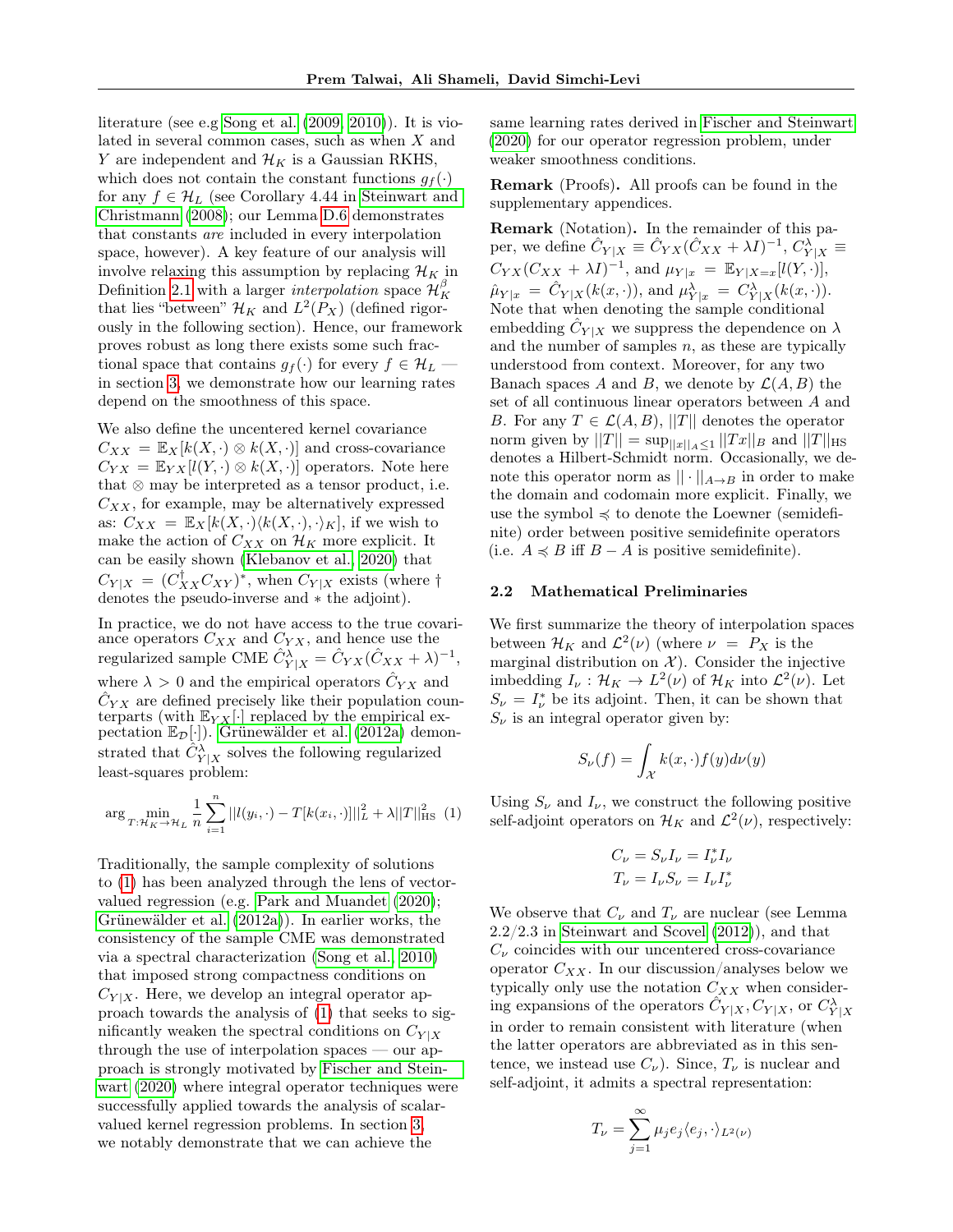literature (see e.g Song et al. (2009, 2010)). It is violated in several common cases, such as when $X$ and $Y$ are independent and $\mathcal{H}_K$ is a Gaussian RKHS, which does not contain the constant functions $g_f(\cdot)$ for any $f \in \mathcal{H}_L$ (see Corollary 4.44 in Steinwart and Christmann (2008); our Lemma D.6 demonstrates that constants *are* included in every interpolation space, however). A key feature of our analysis will involve relaxing this assumption by replacing $\mathcal{H}_K$ in Definition 2.1 with a larger *interpolation* space $\mathcal{H}_K^{\beta}$ that lies "between" $\mathcal{H}_K$ and $L^2(P_X)$ (defined rigorously in the following section). Hence, our framework proves robust as long there exists some such fractional space that contains $g_f(\cdot)$ for every $f \in \mathcal{H}_L$ — in section 3, we demonstrate how our learning rates depend on the smoothness of this space.

We also define the uncentered kernel covariance $C_{XX} = \mathbb{E}_X[k(X, \cdot) \otimes k(X, \cdot)]$ and cross-covariance $C_{YX} = \mathbb{E}_{YX}[l(Y, \cdot) \otimes k(X, \cdot)]$ operators. Note here that $\otimes$ may be interpreted as a tensor product, i.e. $C_{XX}$, for example, may be alternatively expressed as: $C_{XX} = \mathbb{E}_X[k(X, \cdot)\langle k(X, \cdot), \cdot\rangle_K]$, if we wish to make the action of $C_{XX}$ on $\mathcal{H}_K$ more explicit. It can be easily shown (Klebanov et al., 2020) that $C_{Y|X} = (C_{XX}^{\dagger} C_{XY})^*$, when $C_{Y|X}$ exists (where $\dagger$ denotes the pseudo-inverse and $*$ the adjoint).

In practice, we do not have access to the true covariance operators $C_{XX}$ and $C_{YX}$, and hence use the regularized sample CME $\hat{C}_{Y|X}^{\lambda} = \hat{C}_{YX}(\hat{C}_{XX} + \lambda)^{-1}$, where $\lambda > 0$ and the empirical operators $\hat{C}_{YX}$ and $\hat{C}_{YX}$ are defined precisely like their population counterparts (with $\mathbb{E}_{YX}[\cdot]$ replaced by the empirical expectation $\mathbb{E}_{\mathcal{D}}[\cdot]$). Grünewälder et al. (2012a) demonstrated that $\hat{C}_{Y|X}^{\lambda}$ solves the following regularized least-squares problem:

$$\arg\min_{T: \mathcal{H}_K \to \mathcal{H}_L} \frac{1}{n} \sum_{i=1}^{n} ||l(y_i, \cdot) - T[k(x_i, \cdot)]||_L^2 + \lambda ||T||_{\text{HS}}^2 \quad (1)$$

Traditionally, the sample complexity of solutions to (1) has been analyzed through the lens of vector-valued regression (e.g. Park and Muandet (2020); Grünewälder et al. (2012a)). In earlier works, the consistency of the sample CME was demonstrated via a spectral characterization (Song et al., 2010) that imposed strong compactness conditions on $C_{Y|X}$. Here, we develop an integral operator approach towards the analysis of (1) that seeks to significantly weaken the spectral conditions on $C_{Y|X}$ through the use of interpolation spaces — our approach is strongly motivated by Fischer and Steinwart (2020) where integral operator techniques were successfully applied towards the analysis of scalar-valued kernel regression problems. In section 3, we notably demonstrate that we can achieve the same learning rates derived in Fischer and Steinwart (2020) for our operator regression problem, under weaker smoothness conditions.

**Remark** (Proofs)**.** All proofs can be found in the supplementary appendices.

**Remark** (Notation)**.** In the remainder of this paper, we define $\hat{C}_{Y|X} \equiv \hat{C}_{YX}(\hat{C}_{XX} + \lambda I)^{-1}$, $C_{Y|X}^{\lambda} \equiv C_{YX}(C_{XX} + \lambda I)^{-1}$, and $\mu_{Y|x} = \mathbb{E}_{Y|X=x}[l(Y, \cdot)]$, $\hat{\mu}_{Y|x} = \hat{C}_{Y|X}(k(x, \cdot))$, and $\mu_{Y|x}^{\lambda} = C_{Y|X}^{\lambda}(k(x, \cdot))$. Note that when denoting the sample conditional embedding $\hat{C}_{Y|X}$ we suppress the dependence on $\lambda$ and the number of samples $n$, as these are typically understood from context. Moreover, for any two Banach spaces $A$ and $B$, we denote by $\mathcal{L}(A, B)$ the set of all continuous linear operators between $A$ and $B$. For any $T \in \mathcal{L}(A, B)$, $||T||$ denotes the operator norm given by $||T|| = \sup_{||x||_A \leq 1} ||Tx||_B$ and $||T||_{\text{HS}}$ denotes a Hilbert-Schmidt norm. Occasionally, we denote this operator norm as $||\cdot||_{A \to B}$ in order to make the domain and codomain more explicit. Finally, we use the symbol $\preccurlyeq$ to denote the Loewner (semidefinite) order between positive semidefinite operators (i.e. $A \preccurlyeq B$ iff $B - A$ is positive semidefinite).

### 2.2 Mathematical Preliminaries

We first summarize the theory of interpolation spaces between $\mathcal{H}_K$ and $\mathcal{L}^2(\nu)$ (where $\nu = P_X$ is the marginal distribution on $\mathcal{X}$). Consider the injective imbedding $I_\nu : \mathcal{H}_K \to L^2(\nu)$ of $\mathcal{H}_K$ into $\mathcal{L}^2(\nu)$. Let $S_\nu = I_\nu^*$ be its adjoint. Then, it can be shown that $S_\nu$ is an integral operator given by:

$$S_\nu(f) = \int_{\mathcal{X}} k(x, \cdot) f(y) d\nu(y)$$

Using $S_\nu$ and $I_\nu$, we construct the following positive self-adjoint operators on $\mathcal{H}_K$ and $\mathcal{L}^2(\nu)$, respectively:

$$C_\nu = S_\nu I_\nu = I_\nu^* I_\nu$$
$$T_\nu = I_\nu S_\nu = I_\nu I_\nu^*$$

We observe that $C_\nu$ and $T_\nu$ are nuclear (see Lemma 2.2/2.3 in Steinwart and Scovel (2012)), and that $C_\nu$ coincides with our uncentered cross-covariance operator $C_{XX}$. In our discussion/analyses below we typically only use the notation $C_{XX}$ when considering expansions of the operators $\hat{C}_{Y|X}, C_{Y|X}$, or $C_{Y|X}^{\lambda}$ in order to remain consistent with literature (when the latter operators are abbreviated as in this sentence, we instead use $C_\nu$). Since, $T_\nu$ is nuclear and self-adjoint, it admits a spectral representation:

$$T_\nu = \sum_{j=1}^{\infty} \mu_j e_j \langle e_j, \cdot \rangle_{L^2(\nu)}$$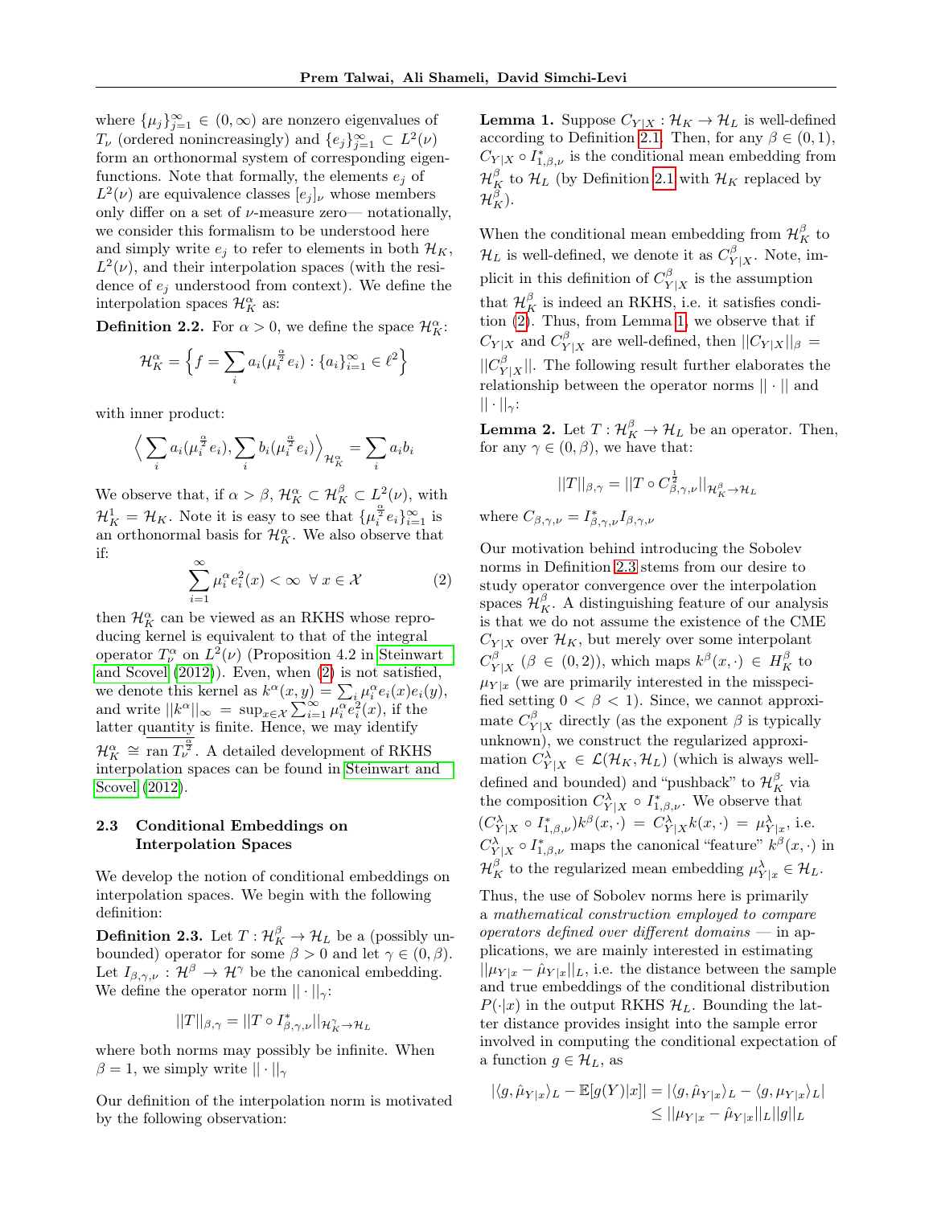where $\{\mu_j\}_{j=1}^{\infty} \in (0, \infty)$ are nonzero eigenvalues of $T_\nu$ (ordered nonincreasingly) and $\{e_j\}_{j=1}^{\infty} \subset L^2(\nu)$ form an orthonormal system of corresponding eigenfunctions. Note that formally, the elements $e_j$ of $L^2(\nu)$ are equivalence classes $[e_j]_\nu$ whose members only differ on a set of $\nu$-measure zero— notationally, we consider this formalism to be understood here and simply write $e_j$ to refer to elements in both $\mathcal{H}_K$, $L^2(\nu)$, and their interpolation spaces (with the residence of $e_j$ understood from context). We define the interpolation spaces $\mathcal{H}_K^\alpha$ as:

**Definition 2.2.** For $\alpha > 0$, we define the space $\mathcal{H}_K^\alpha$:

$$\mathcal{H}_K^\alpha = \Big\{ f = \sum_i a_i (\mu_i^{\frac{\alpha}{2}} e_i) : \{a_i\}_{i=1}^{\infty} \in \ell^2 \Big\}$$

with inner product:

$$\Big\langle \sum_i a_i (\mu_i^{\frac{\alpha}{2}} e_i), \sum_i b_i (\mu_i^{\frac{\alpha}{2}} e_i) \Big\rangle_{\mathcal{H}_K^\alpha} = \sum_i a_i b_i$$

We observe that, if $\alpha > \beta$, $\mathcal{H}_K^\alpha \subset \mathcal{H}_K^\beta \subset L^2(\nu)$, with $\mathcal{H}_K^1 = \mathcal{H}_K$. Note it is easy to see that $\{\mu_i^{\frac{\alpha}{2}} e_i\}_{i=1}^{\infty}$ is an orthonormal basis for $\mathcal{H}_K^\alpha$. We also observe that if:

$$\sum_{i=1}^{\infty} \mu_i^\alpha e_i^2(x) < \infty \;\; \forall x \in \mathcal{X} \tag{2}$$

then $\mathcal{H}_K^\alpha$ can be viewed as an RKHS whose reproducing kernel is equivalent to that of the integral operator $T_\nu^\alpha$ on $L^2(\nu)$ (Proposition 4.2 in Steinwart and Scovel (2012)). Even, when (2) is not satisfied, we denote this kernel as $k^\alpha(x,y) = \sum_i \mu_i^\alpha e_i(x) e_i(y)$, and write $||k^\alpha||_\infty = \sup_{x \in \mathcal{X}} \sum_{i=1}^{\infty} \mu_i^\alpha e_i^2(x)$, if the latter quantity is finite. Hence, we may identify $\mathcal{H}_K^\alpha \cong \overline{\operatorname{ran} T_\nu^{\frac{\alpha}{2}}}$. A detailed development of RKHS interpolation spaces can be found in Steinwart and Scovel (2012).

### 2.3 Conditional Embeddings on Interpolation Spaces

We develop the notion of conditional embeddings on interpolation spaces. We begin with the following definition:

**Definition 2.3.** Let $T : \mathcal{H}_K^\beta \to \mathcal{H}_L$ be a (possibly unbounded) operator for some $\beta > 0$ and let $\gamma \in (0, \beta)$. Let $I_{\beta,\gamma,\nu} : \mathcal{H}^\beta \to \mathcal{H}^\gamma$ be the canonical embedding. We define the operator norm $||\cdot||_\gamma$:

$$||T||_{\beta,\gamma} = ||T \circ I^*_{\beta,\gamma,\nu}||_{\mathcal{H}_K^\gamma \to \mathcal{H}_L}$$

where both norms may possibly be infinite. When $\beta = 1$, we simply write $||\cdot||_\gamma$

Our definition of the interpolation norm is motivated by the following observation:

**Lemma 1.** Suppose $C_{Y|X} : \mathcal{H}_K \to \mathcal{H}_L$ is well-defined according to Definition 2.1. Then, for any $\beta \in (0,1)$, $C_{Y|X} \circ I^*_{1,\beta,\nu}$ is the conditional mean embedding from $\mathcal{H}_K^\beta$ to $\mathcal{H}_L$ (by Definition 2.1 with $\mathcal{H}_K$ replaced by $\mathcal{H}_K^\beta$).

When the conditional mean embedding from $\mathcal{H}_K^\beta$ to $\mathcal{H}_L$ is well-defined, we denote it as $C^\beta_{Y|X}$. Note, implicit in this definition of $C^\beta_{Y|X}$ is the assumption that $\mathcal{H}_K^\beta$ is indeed an RKHS, i.e. it satisfies condition (2). Thus, from Lemma 1, we observe that if $C_{Y|X}$ and $C^\beta_{Y|X}$ are well-defined, then $||C_{Y|X}||_\beta = ||C^\beta_{Y|X}||$. The following result further elaborates the relationship between the operator norms $||\cdot||$ and $||\cdot||_\gamma$:

**Lemma 2.** Let $T : \mathcal{H}_K^\beta \to \mathcal{H}_L$ be an operator. Then, for any $\gamma \in (0, \beta)$, we have that:

$$||T||_{\beta,\gamma} = ||T \circ C^{\frac{1}{2}}_{\beta,\gamma,\nu}||_{\mathcal{H}_K^\beta \to \mathcal{H}_L}$$

where $C_{\beta,\gamma,\nu} = I^*_{\beta,\gamma,\nu} I_{\beta,\gamma,\nu}$

Our motivation behind introducing the Sobolev norms in Definition 2.3 stems from our desire to study operator convergence over the interpolation spaces $\mathcal{H}_K^\beta$. A distinguishing feature of our analysis is that we do not assume the existence of the CME $C_{Y|X}$ over $\mathcal{H}_K$, but merely over some interpolant $C^\beta_{Y|X}$ ($\beta \in (0,2)$), which maps $k^\beta(x,\cdot) \in H_K^\beta$ to $\mu_{Y|x}$ (we are primarily interested in the misspecified setting $0 < \beta < 1$). Since, we cannot approximate $C^\beta_{Y|X}$ directly (as the exponent $\beta$ is typically unknown), we construct the regularized approximation $C^\lambda_{Y|X} \in \mathcal{L}(\mathcal{H}_K, \mathcal{H}_L)$ (which is always well-defined and bounded) and "pushback" to $\mathcal{H}_K^\beta$ via the composition $C^\lambda_{Y|X} \circ I^*_{1,\beta,\nu}$. We observe that $(C^\lambda_{Y|X} \circ I^*_{1,\beta,\nu}) k^\beta(x,\cdot) = C^\lambda_{Y|X} k(x,\cdot) = \mu^\lambda_{Y|x}$, i.e. $C^\lambda_{Y|X} \circ I^*_{1,\beta,\nu}$ maps the canonical "feature" $k^\beta(x,\cdot)$ in $\mathcal{H}_K^\beta$ to the regularized mean embedding $\mu^\lambda_{Y|x} \in \mathcal{H}_L$.

Thus, the use of Sobolev norms here is primarily a *mathematical construction employed to compare operators defined over different domains* — in applications, we are mainly interested in estimating $||\mu_{Y|x} - \hat{\mu}_{Y|x}||_L$, i.e. the distance between the sample and true embeddings of the conditional distribution $P(\cdot|x)$ in the output RKHS $\mathcal{H}_L$. Bounding the latter distance provides insight into the sample error involved in computing the conditional expectation of a function $g \in \mathcal{H}_L$, as

$$\begin{aligned} |\langle g, \hat{\mu}_{Y|x} \rangle_L - \mathbb{E}[g(Y)|x]| &= |\langle g, \hat{\mu}_{Y|x} \rangle_L - \langle g, \mu_{Y|x} \rangle_L| \\ &\leq ||\mu_{Y|x} - \hat{\mu}_{Y|x}||_L ||g||_L \end{aligned}$$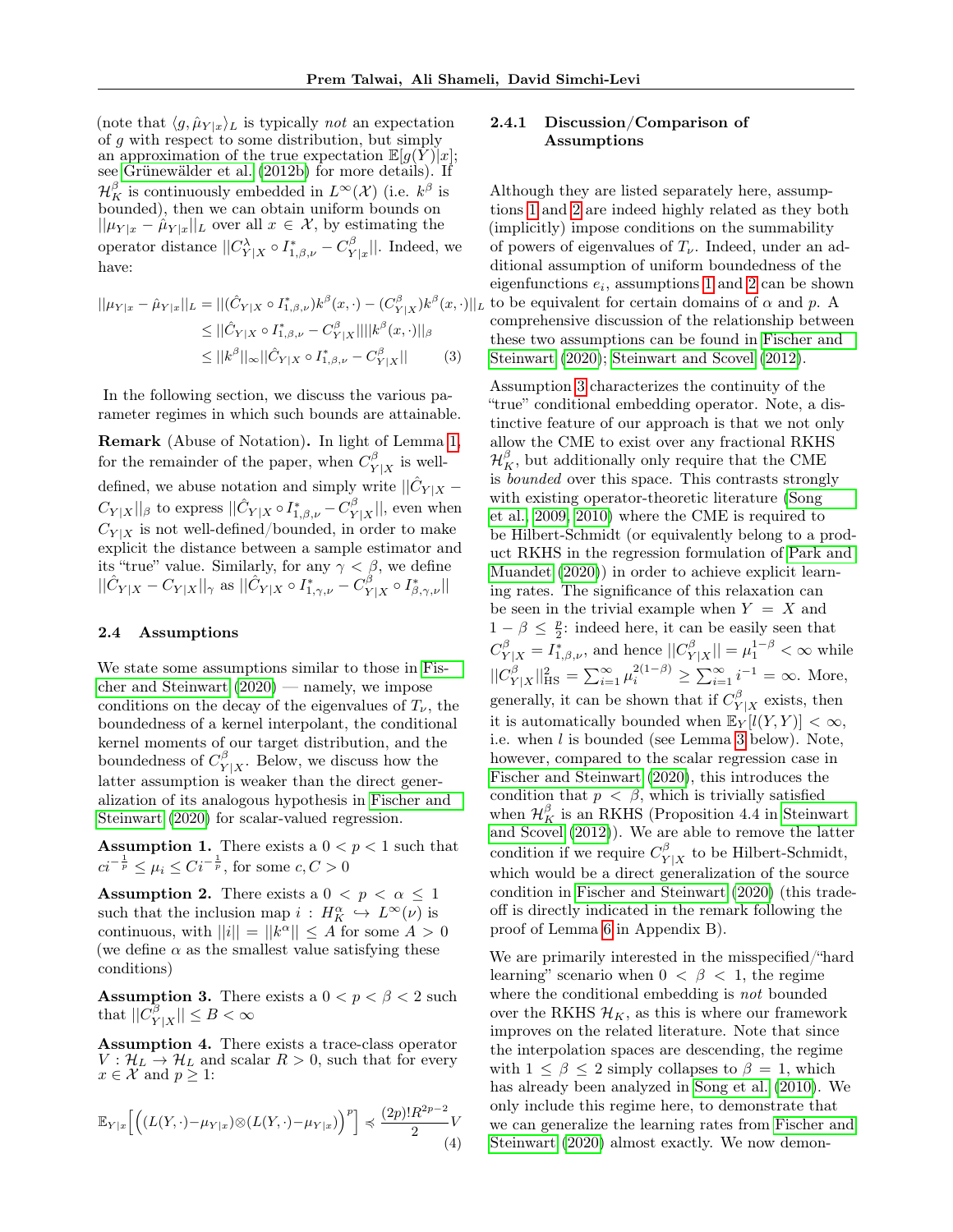(note that $\langle g, \hat{\mu}_{Y|x}\rangle_L$ is typically *not* an expectation of $g$ with respect to some distribution, but simply an approximation of the true expectation $\mathbb{E}[g(Y)|x]$; see Grünewälder et al. (2012b) for more details). If $\mathcal{H}_K^\beta$ is continuously embedded in $L^\infty(\mathcal{X})$ (i.e. $k^\beta$ is bounded), then we can obtain uniform bounds on $||\mu_{Y|x} - \hat{\mu}_{Y|x}||_L$ over all $x \in \mathcal{X}$, by estimating the operator distance $||C^\lambda_{Y|X} \circ I^*_{1,\beta,\nu} - C^\beta_{Y|x}||$. Indeed, we have:

$$
\begin{aligned}
||\mu_{Y|x} - \hat{\mu}_{Y|x}||_L &= ||(\hat{C}_{Y|X} \circ I^*_{1,\beta,\nu})k^\beta(x,\cdot) - (C^\beta_{Y|X})k^\beta(x,\cdot)||_L \\
&\leq ||\hat{C}_{Y|X} \circ I^*_{1,\beta,\nu} - C^\beta_{Y|X}||||k^\beta(x,\cdot)||_\beta \\
&\leq ||k^\beta||_\infty ||\hat{C}_{Y|X} \circ I^*_{1,\beta,\nu} - C^\beta_{Y|X}|| \qquad (3)
\end{aligned}
$$

In the following section, we discuss the various parameter regimes in which such bounds are attainable.

**Remark** (Abuse of Notation)**.** In light of Lemma 1, for the remainder of the paper, when $C^\beta_{Y|X}$ is well-defined, we abuse notation and simply write $||\hat{C}_{Y|X} - C_{Y|X}||_\beta$ to express $||\hat{C}_{Y|X} \circ I^*_{1,\beta,\nu} - C^\beta_{Y|X}||$, even when $C_{Y|X}$ is not well-defined/bounded, in order to make explicit the distance between a sample estimator and its "true" value. Similarly, for any $\gamma < \beta$, we define $||\hat{C}_{Y|X} - C_{Y|X}||_\gamma$ as $||\hat{C}_{Y|X} \circ I^*_{1,\gamma,\nu} - C^\beta_{Y|X} \circ I^*_{\beta,\gamma,\nu}||$

### 2.4 Assumptions

We state some assumptions similar to those in Fischer and Steinwart (2020) — namely, we impose conditions on the decay of the eigenvalues of $T_\nu$, the boundedness of a kernel interpolant, the conditional kernel moments of our target distribution, and the boundedness of $C^\beta_{Y|X}$. Below, we discuss how the latter assumption is weaker than the direct generalization of its analogous hypothesis in Fischer and Steinwart (2020) for scalar-valued regression.

**Assumption 1.** There exists a $0 < p < 1$ such that $ci^{-\frac{1}{p}} \leq \mu_i \leq Ci^{-\frac{1}{p}}$, for some $c, C > 0$

**Assumption 2.** There exists a $0 < p < \alpha \leq 1$ such that the inclusion map $i : H^\alpha_K \hookrightarrow L^\infty(\nu)$ is continuous, with $||i|| = ||k^\alpha|| \leq A$ for some $A > 0$ (we define $\alpha$ as the smallest value satisfying these conditions)

**Assumption 3.** There exists a $0 < p < \beta < 2$ such that $||C^\beta_{Y|X}|| \leq B < \infty$

**Assumption 4.** There exists a trace-class operator $V : \mathcal{H}_L \to \mathcal{H}_L$ and scalar $R > 0$, such that for every $x \in \mathcal{X}$ and $p \geq 1$:

$$
\mathbb{E}_{Y|x}\Big[\Big((L(Y,\cdot) - \mu_{Y|x}) \otimes (L(Y,\cdot) - \mu_{Y|x})\Big)^p\Big] \preccurlyeq \frac{(2p)!R^{2p-2}}{2} V \qquad (4)
$$

#### 2.4.1 Discussion/Comparison of Assumptions

Although they are listed separately here, assumptions 1 and 2 are indeed highly related as they both (implicitly) impose conditions on the summability of powers of eigenvalues of $T_\nu$. Indeed, under an additional assumption of uniform boundedness of the eigenfunctions $e_i$, assumptions 1 and 2 can be shown to be equivalent for certain domains of $\alpha$ and $p$. A comprehensive discussion of the relationship between these two assumptions can be found in Fischer and Steinwart (2020); Steinwart and Scovel (2012).

Assumption 3 characterizes the continuity of the "true" conditional embedding operator. Note, a distinctive feature of our approach is that we not only allow the CME to exist over any fractional RKHS $\mathcal{H}^\beta_K$, but additionally only require that the CME is *bounded* over this space. This contrasts strongly with existing operator-theoretic literature (Song et al., 2009, 2010) where the CME is required to be Hilbert-Schmidt (or equivalently belong to a product RKHS in the regression formulation of Park and Muandet (2020)) in order to achieve explicit learning rates. The significance of this relaxation can be seen in the trivial example when $Y = X$ and $1 - \beta \leq \frac{p}{2}$: indeed here, it can be easily seen that $C^\beta_{Y|X} = I^*_{1,\beta,\nu}$, and hence $||C^\beta_{Y|X}|| = \mu_1^{1-\beta} < \infty$ while $||C^\beta_{Y|X}||^2_{\text{HS}} = \sum_{i=1}^\infty \mu_i^{2(1-\beta)} \geq \sum_{i=1}^\infty i^{-1} = \infty$. More, generally, it can be shown that if $C^\beta_{Y|X}$ exists, then it is automatically bounded when $\mathbb{E}_Y[l(Y,Y)] < \infty$, i.e. when $l$ is bounded (see Lemma 3 below). Note, however, compared to the scalar regression case in Fischer and Steinwart (2020), this introduces the condition that $p < \beta$, which is trivially satisfied when $\mathcal{H}^\beta_K$ is an RKHS (Proposition 4.4 in Steinwart and Scovel (2012)). We are able to remove the latter condition if we require $C^\beta_{Y|X}$ to be Hilbert-Schmidt, which would be a direct generalization of the source condition in Fischer and Steinwart (2020) (this tradeoff is directly indicated in the remark following the proof of Lemma 6 in Appendix B).

We are primarily interested in the misspecified/"hard learning" scenario when $0 < \beta < 1$, the regime where the conditional embedding is *not* bounded over the RKHS $\mathcal{H}_K$, as this is where our framework improves on the related literature. Note that since the interpolation spaces are descending, the regime with $1 \leq \beta \leq 2$ simply collapses to $\beta = 1$, which has already been analyzed in Song et al. (2010). We only include this regime here, to demonstrate that we can generalize the learning rates from Fischer and Steinwart (2020) almost exactly. We now demon-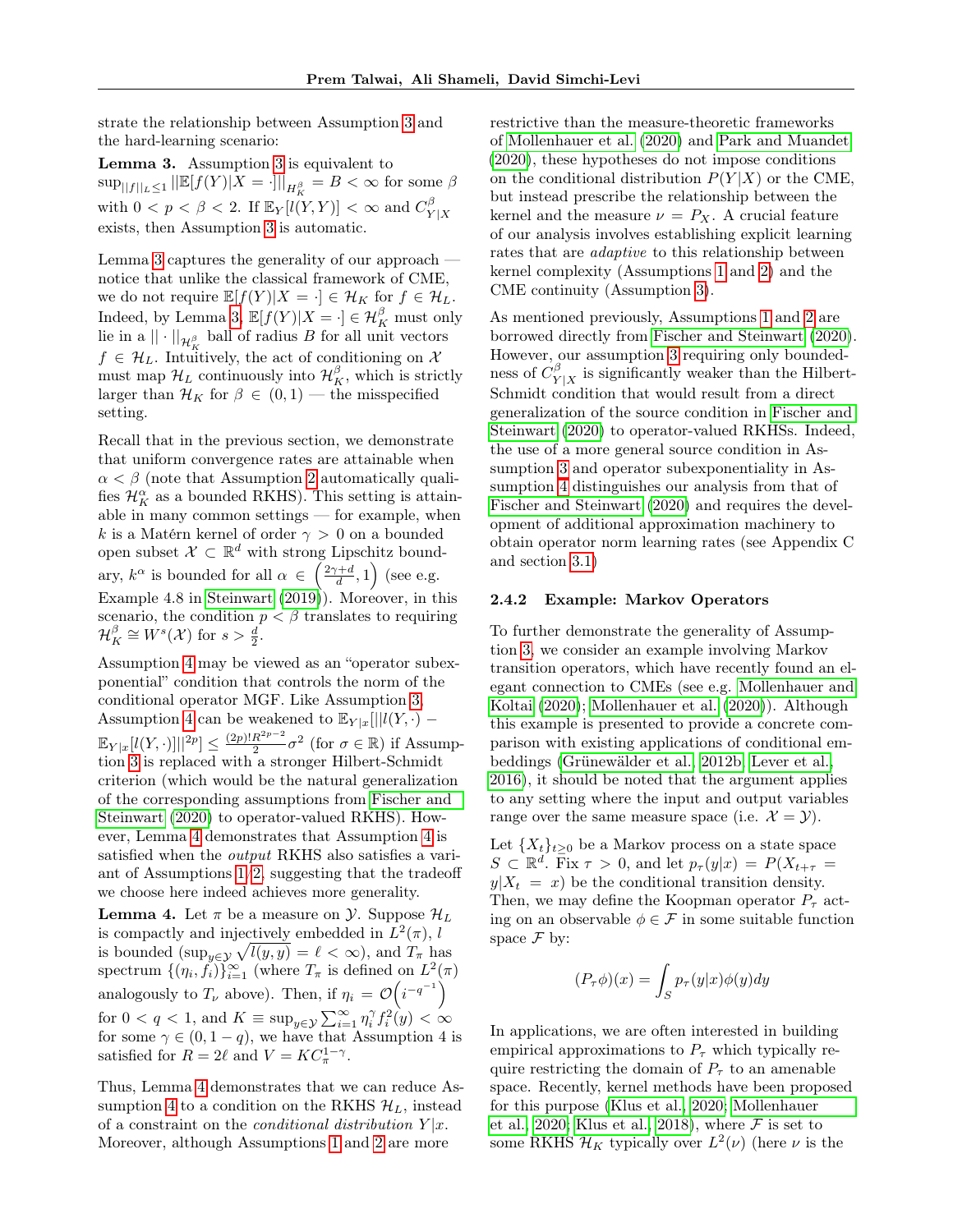strate the relationship between Assumption 3 and the hard-learning scenario:

**Lemma 3.** Assumption 3 is equivalent to $\sup_{||f||_L \leq 1} ||\mathbb{E}[f(Y)|X = \cdot]||_{H_K^\beta} = B < \infty$ for some $\beta$ with $0 < p < \beta < 2$. If $\mathbb{E}_Y[l(Y,Y)] < \infty$ and $C_{Y|X}^\beta$ exists, then Assumption 3 is automatic.

Lemma 3 captures the generality of our approach — notice that unlike the classical framework of CME, we do not require $\mathbb{E}[f(Y)|X = \cdot] \in \mathcal{H}_K$ for $f \in \mathcal{H}_L$. Indeed, by Lemma 3, $\mathbb{E}[f(Y)|X = \cdot] \in \mathcal{H}_K^\beta$ must only lie in a $|| \cdot ||_{\mathcal{H}_K^\beta}$ ball of radius $B$ for all unit vectors $f \in \mathcal{H}_L$. Intuitively, the act of conditioning on $\mathcal{X}$ must map $\mathcal{H}_L$ continuously into $\mathcal{H}_K^\beta$, which is strictly larger than $\mathcal{H}_K$ for $\beta \in (0,1)$ — the misspecified setting.

Recall that in the previous section, we demonstrate that uniform convergence rates are attainable when $\alpha < \beta$ (note that Assumption 2 automatically qualifies $\mathcal{H}_K^\alpha$ as a bounded RKHS). This setting is attainable in many common settings — for example, when $k$ is a Matérn kernel of order $\gamma > 0$ on a bounded open subset $\mathcal{X} \subset \mathbb{R}^d$ with strong Lipschitz boundary, $k^\alpha$ is bounded for all $\alpha \in \left(\frac{2\gamma+d}{d}, 1\right)$ (see e.g. Example 4.8 in Steinwart (2019)). Moreover, in this scenario, the condition $p < \beta$ translates to requiring $\mathcal{H}_K^\beta \cong W^s(\mathcal{X})$ for $s > \frac{d}{2}$.

Assumption 4 may be viewed as an "operator subexponential" condition that controls the norm of the conditional operator MGF. Like Assumption 3, Assumption 4 can be weakened to $\mathbb{E}_{Y|x}[||l(Y,\cdot) - \mathbb{E}_{Y|x}[l(Y,\cdot)]||^{2p}] \leq \frac{(2p)!R^{2p-2}}{2}\sigma^2$ (for $\sigma \in \mathbb{R}$) if Assumption 3 is replaced with a stronger Hilbert-Schmidt criterion (which would be the natural generalization of the corresponding assumptions from Fischer and Steinwart (2020) to operator-valued RKHS). However, Lemma 4 demonstrates that Assumption 4 is satisfied when the *output* RKHS also satisfies a variant of Assumptions 1-2, suggesting that the tradeoff we choose here indeed achieves more generality.

**Lemma 4.** Let $\pi$ be a measure on $\mathcal{Y}$. Suppose $\mathcal{H}_L$ is compactly and injectively embedded in $L^2(\pi)$, $l$ is bounded ($\sup_{y\in\mathcal{Y}} \sqrt{l(y,y)} = \ell < \infty$), and $T_\pi$ has spectrum $\{(\eta_i, f_i)\}_{i=1}^\infty$ (where $T_\pi$ is defined on $L^2(\pi)$ analogously to $T_\nu$ above). Then, if $\eta_i = \mathcal{O}\left(i^{-q^{-1}}\right)$ for $0 < q < 1$, and $K \equiv \sup_{y\in\mathcal{Y}} \sum_{i=1}^\infty \eta_i^\gamma f_i^2(y) < \infty$ for some $\gamma \in (0, 1-q)$, we have that Assumption 4 is satisfied for $R = 2\ell$ and $V = KC_\pi^{1-\gamma}$.

Thus, Lemma 4 demonstrates that we can reduce Assumption 4 to a condition on the RKHS $\mathcal{H}_L$, instead of a constraint on the *conditional distribution* $Y|x$. Moreover, although Assumptions 1 and 2 are more restrictive than the measure-theoretic frameworks of Mollenhauer et al. (2020) and Park and Muandet (2020), these hypotheses do not impose conditions on the conditional distribution $P(Y|X)$ or the CME, but instead prescribe the relationship between the kernel and the measure $\nu = P_X$. A crucial feature of our analysis involves establishing explicit learning rates that are *adaptive* to this relationship between kernel complexity (Assumptions 1 and 2) and the CME continuity (Assumption 3).

As mentioned previously, Assumptions 1 and 2 are borrowed directly from Fischer and Steinwart (2020). However, our assumption 3 requiring only boundedness of $C_{Y|X}^\beta$ is significantly weaker than the Hilbert-Schmidt condition that would result from a direct generalization of the source condition in Fischer and Steinwart (2020) to operator-valued RKHSs. Indeed, the use of a more general source condition in Assumption 3 and operator subexponentiality in Assumption 4 distinguishes our analysis from that of Fischer and Steinwart (2020) and requires the development of additional approximation machinery to obtain operator norm learning rates (see Appendix C and section 3.1)

### 2.4.2 Example: Markov Operators

To further demonstrate the generality of Assumption 3, we consider an example involving Markov transition operators, which have recently found an elegant connection to CMEs (see e.g. Mollenhauer and Koltai (2020); Mollenhauer et al. (2020)). Although this example is presented to provide a concrete comparison with existing applications of conditional embeddings (Grünewälder et al., 2012b; Lever et al., 2016), it should be noted that the argument applies to any setting where the input and output variables range over the same measure space (i.e. $\mathcal{X} = \mathcal{Y}$).

Let $\{X_t\}_{t\geq 0}$ be a Markov process on a state space $S \subset \mathbb{R}^d$. Fix $\tau > 0$, and let $p_\tau(y|x) = P(X_{t+\tau} = y|X_t = x)$ be the conditional transition density. Then, we may define the Koopman operator $P_\tau$ acting on an observable $\phi \in \mathcal{F}$ in some suitable function space $\mathcal{F}$ by:

$$(P_\tau \phi)(x) = \int_S p_\tau(y|x)\phi(y)dy$$

In applications, we are often interested in building empirical approximations to $P_\tau$ which typically require restricting the domain of $P_\tau$ to an amenable space. Recently, kernel methods have been proposed for this purpose (Klus et al., 2020; Mollenhauer et al., 2020; Klus et al., 2018), where $\mathcal{F}$ is set to some RKHS $\mathcal{H}_K$ typically over $L^2(\nu)$ (here $\nu$ is the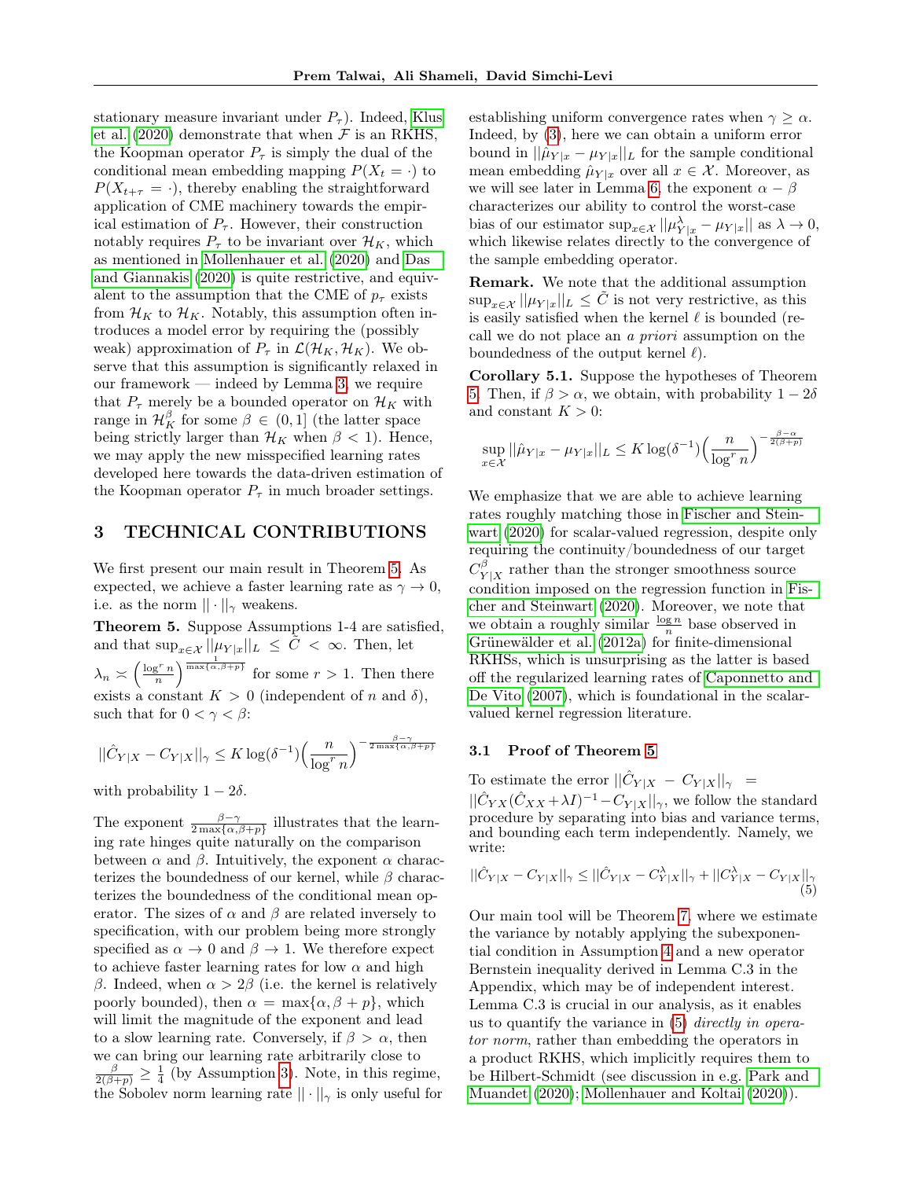stationary measure invariant under $P_\tau$). Indeed, Klus et al. (2020) demonstrate that when $\mathcal{F}$ is an RKHS, the Koopman operator $P_\tau$ is simply the dual of the conditional mean embedding mapping $P(X_t = \cdot)$ to $P(X_{t+\tau} = \cdot)$, thereby enabling the straightforward application of CME machinery towards the empirical estimation of $P_\tau$. However, their construction notably requires $P_\tau$ to be invariant over $\mathcal{H}_K$, which as mentioned in Mollenhauer et al. (2020) and Das and Giannakis (2020) is quite restrictive, and equivalent to the assumption that the CME of $p_\tau$ exists from $\mathcal{H}_K$ to $\mathcal{H}_K$. Notably, this assumption often introduces a model error by requiring the (possibly weak) approximation of $P_\tau$ in $\mathcal{L}(\mathcal{H}_K, \mathcal{H}_K)$. We observe that this assumption is significantly relaxed in our framework — indeed by Lemma 3, we require that $P_\tau$ merely be a bounded operator on $\mathcal{H}_K$ with range in $\mathcal{H}_K^\beta$ for some $\beta \in (0, 1]$ (the latter space being strictly larger than $\mathcal{H}_K$ when $\beta < 1$). Hence, we may apply the new misspecified learning rates developed here towards the data-driven estimation of the Koopman operator $P_\tau$ in much broader settings.

# 3 TECHNICAL CONTRIBUTIONS

We first present our main result in Theorem 5. As expected, we achieve a faster learning rate as $\gamma \to 0$, i.e. as the norm $||\cdot||_\gamma$ weakens.

**Theorem 5.** Suppose Assumptions 1-4 are satisfied, and that $\sup_{x\in\mathcal{X}} ||\mu_{Y|x}||_L \leq \tilde{C} < \infty$. Then, let $\lambda_n \asymp \left(\frac{\log^r n}{n}\right)^{\frac{1}{\max\{\alpha, \beta+p\}}}$ for some $r > 1$. Then there exists a constant $K > 0$ (independent of $n$ and $\delta$), such that for $0 < \gamma < \beta$:

$$||\hat{C}_{Y|X} - C_{Y|X}||_\gamma \leq K \log(\delta^{-1}) \Big(\frac{n}{\log^r n}\Big)^{-\frac{\beta-\gamma}{2\max\{\alpha,\beta+p\}}}$$

with probability $1 - 2\delta$.

The exponent $\frac{\beta-\gamma}{2\max\{\alpha,\beta+p\}}$ illustrates that the learning rate hinges quite naturally on the comparison between $\alpha$ and $\beta$. Intuitively, the exponent $\alpha$ characterizes the boundedness of our kernel, while $\beta$ characterizes the boundedness of the conditional mean operator. The sizes of $\alpha$ and $\beta$ are related inversely to specification, with our problem being more strongly specified as $\alpha \to 0$ and $\beta \to 1$. We therefore expect to achieve faster learning rates for low $\alpha$ and high $\beta$. Indeed, when $\alpha > 2\beta$ (i.e. the kernel is relatively poorly bounded), then $\alpha = \max\{\alpha, \beta + p\}$, which will limit the magnitude of the exponent and lead to a slow learning rate. Conversely, if $\beta > \alpha$, then we can bring our learning rate arbitrarily close to $\frac{\beta}{2(\beta+p)} \geq \frac{1}{4}$ (by Assumption 3). Note, in this regime, the Sobolev norm learning rate $||\cdot||_\gamma$ is only useful for establishing uniform convergence rates when $\gamma \geq \alpha$. Indeed, by (3), here we can obtain a uniform error bound in $||\hat{\mu}_{Y|x} - \mu_{Y|x}||_L$ for the sample conditional mean embedding $\hat{\mu}_{Y|x}$ over all $x \in \mathcal{X}$. Moreover, as we will see later in Lemma 6, the exponent $\alpha - \beta$ characterizes our ability to control the worst-case bias of our estimator $\sup_{x\in\mathcal{X}} ||\mu^\lambda_{Y|x} - \mu_{Y|x}||$ as $\lambda \to 0$, which likewise relates directly to the convergence of the sample embedding operator.

**Remark.** We note that the additional assumption $\sup_{x\in\mathcal{X}} ||\mu_{Y|x}||_L \leq \tilde{C}$ is not very restrictive, as this is easily satisfied when the kernel $\ell$ is bounded (recall we do not place an *a priori* assumption on the boundedness of the output kernel $\ell$).

**Corollary 5.1.** Suppose the hypotheses of Theorem 5. Then, if $\beta > \alpha$, we obtain, with probability $1 - 2\delta$ and constant $K > 0$:

$$\sup_{x\in\mathcal{X}} ||\hat{\mu}_{Y|x} - \mu_{Y|x}||_L \leq K \log(\delta^{-1}) \Big(\frac{n}{\log^r n}\Big)^{-\frac{\beta-\alpha}{2(\beta+p)}}$$

We emphasize that we are able to achieve learning rates roughly matching those in Fischer and Steinwart (2020) for scalar-valued regression, despite only requiring the continuity/boundedness of our target $C^\beta_{Y|X}$ rather than the stronger smoothness source condition imposed on the regression function in Fischer and Steinwart (2020). Moreover, we note that we obtain a roughly similar $\frac{\log n}{n}$ base observed in Grünewälder et al. (2012a) for finite-dimensional RKHSs, which is unsurprising as the latter is based off the regularized learning rates of Caponnetto and De Vito (2007), which is foundational in the scalar-valued kernel regression literature.

## 3.1 Proof of Theorem 5

To estimate the error $||\hat{C}_{Y|X} - C_{Y|X}||_\gamma = ||\hat{C}_{YX}(\hat{C}_{XX} + \lambda I)^{-1} - C_{Y|X}||_\gamma$, we follow the standard procedure by separating into bias and variance terms, and bounding each term independently. Namely, we write:

$$||\hat{C}_{Y|X} - C_{Y|X}||_\gamma \leq ||\hat{C}_{Y|X} - C^\lambda_{Y|X}||_\gamma + ||C^\lambda_{Y|X} - C_{Y|X}||_\gamma \tag{5}$$

Our main tool will be Theorem 7, where we estimate the variance by notably applying the subexponential condition in Assumption 4 and a new operator Bernstein inequality derived in Lemma C.3 in the Appendix, which may be of independent interest. Lemma C.3 is crucial in our analysis, as it enables us to quantify the variance in (5) *directly in operator norm*, rather than embedding the operators in a product RKHS, which implicitly requires them to be Hilbert-Schmidt (see discussion in e.g. Park and Muandet (2020); Mollenhauer and Koltai (2020)).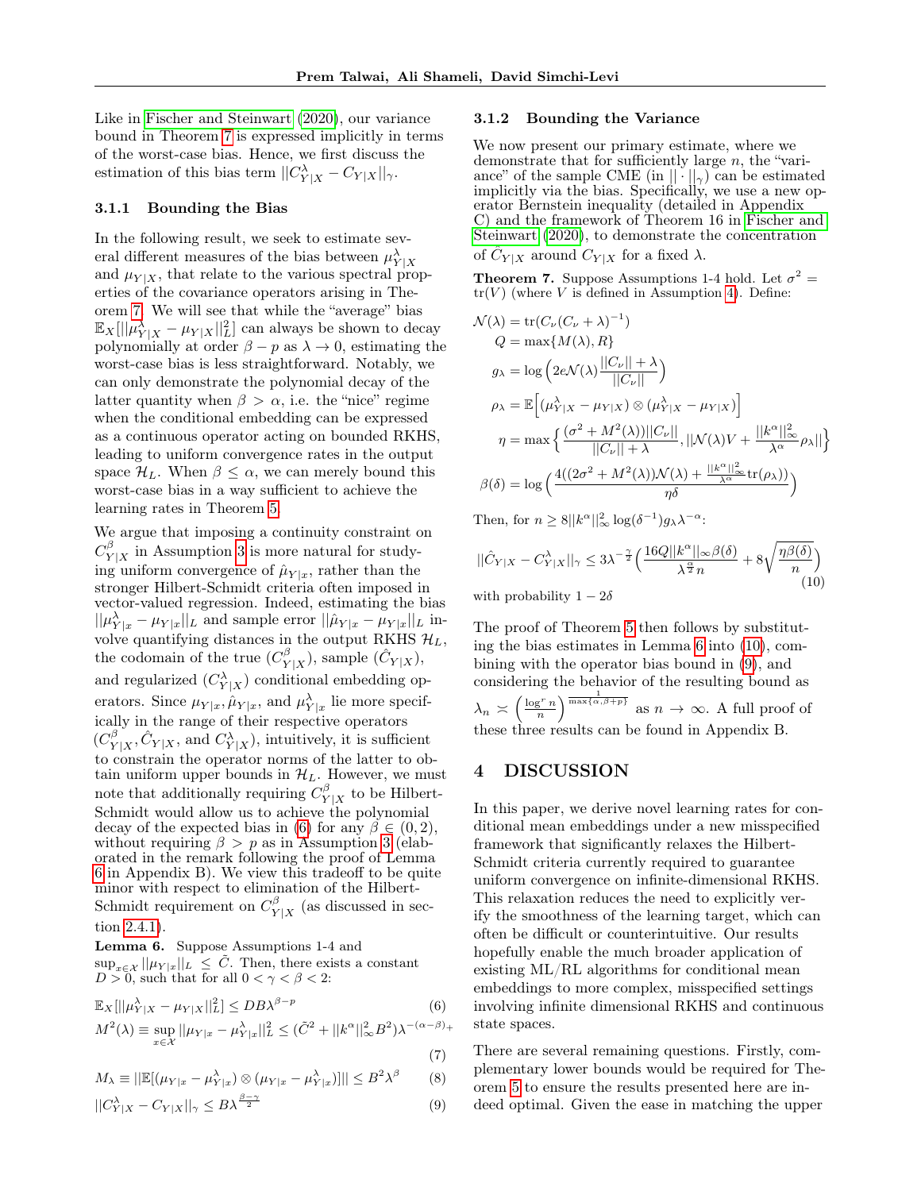Like in Fischer and Steinwart (2020), our variance bound in Theorem 7 is expressed implicitly in terms of the worst-case bias. Hence, we first discuss the estimation of this bias term $||C^{\lambda}_{Y|X} - C_{Y|X}||_{\gamma}$.

### 3.1.1 Bounding the Bias

In the following result, we seek to estimate several different measures of the bias between $\mu^{\lambda}_{Y|X}$ and $\mu_{Y|X}$, that relate to the various spectral properties of the covariance operators arising in Theorem 7. We will see that while the "average" bias $\mathbb{E}_X[||\mu^{\lambda}_{Y|X} - \mu_{Y|X}||^2_L]$ can always be shown to decay polynomially at order $\beta - p$ as $\lambda \to 0$, estimating the worst-case bias is less straightforward. Notably, we can only demonstrate the polynomial decay of the latter quantity when $\beta > \alpha$, i.e. the "nice" regime when the conditional embedding can be expressed as a continuous operator acting on bounded RKHS, leading to uniform convergence rates in the output space $\mathcal{H}_L$. When $\beta \leq \alpha$, we can merely bound this worst-case bias in a way sufficient to achieve the learning rates in Theorem 5.

We argue that imposing a continuity constraint on $C^{\beta}_{Y|X}$ in Assumption 3 is more natural for studying uniform convergence of $\hat{\mu}_{Y|x}$, rather than the stronger Hilbert-Schmidt criteria often imposed in vector-valued regression. Indeed, estimating the bias $||\mu^{\lambda}_{Y|x} - \mu_{Y|x}||_L$ and sample error $||\hat{\mu}_{Y|x} - \mu_{Y|x}||_L$ involve quantifying distances in the output RKHS $\mathcal{H}_L$, the codomain of the true ($C^{\beta}_{Y|X}$), sample ($\hat{C}_{Y|X}$), and regularized ($C^{\lambda}_{Y|X}$) conditional embedding operators. Since $\mu_{Y|x}, \hat{\mu}_{Y|x}$, and $\mu^{\lambda}_{Y|x}$ lie more specifically in the range of their respective operators ($C^{\beta}_{Y|X}, \hat{C}_{Y|X}$, and $C^{\lambda}_{Y|X}$), intuitively, it is sufficient to constrain the operator norms of the latter to obtain uniform upper bounds in $\mathcal{H}_L$. However, we must note that additionally requiring $C^{\beta}_{Y|X}$ to be Hilbert-Schmidt would allow us to achieve the polynomial decay of the expected bias in (6) for any $\beta \in (0, 2)$, without requiring $\beta > p$ as in Assumption 3 (elaborated in the remark following the proof of Lemma 6 in Appendix B). We view this tradeoff to be quite minor with respect to elimination of the Hilbert-Schmidt requirement on $C^{\beta}_{Y|X}$ (as discussed in section 2.4.1).

**Lemma 6.** Suppose Assumptions 1-4 and $\sup_{x\in\mathcal{X}} ||\mu_{Y|x}||_L \leq \tilde{C}$. Then, there exists a constant $D > 0$, such that for all $0 < \gamma < \beta < 2$:

$$\mathbb{E}_X[||\mu^{\lambda}_{Y|X} - \mu_{Y|X}||^2_L] \leq DB\lambda^{\beta-p} \tag{6}$$

$$M^2(\lambda) \equiv \sup_{x\in\mathcal{X}} ||\mu_{Y|x} - \mu^{\lambda}_{Y|x}||^2_L \leq (\tilde{C}^2 + ||k^{\alpha}||^2_{\infty}B^2)\lambda^{-(\alpha-\beta)_+} \tag{7}$$

$$M_{\lambda} \equiv ||\mathbb{E}[(\mu_{Y|x} - \mu^{\lambda}_{Y|x}) \otimes (\mu_{Y|x} - \mu^{\lambda}_{Y|x})]|| \leq B^2\lambda^{\beta} \tag{8}$$

$$||C^{\lambda}_{Y|X} - C_{Y|X}||_{\gamma} \leq B\lambda^{\frac{\beta-\gamma}{2}} \tag{9}$$

### 3.1.2 Bounding the Variance

We now present our primary estimate, where we demonstrate that for sufficiently large $n$, the "variance" of the sample CME (in $||\cdot||_{\gamma}$) can be estimated implicitly via the bias. Specifically, we use a new operator Bernstein inequality (detailed in Appendix C) and the framework of Theorem 16 in Fischer and Steinwart (2020), to demonstrate the concentration of $\hat{C}_{Y|X}$ around $C_{Y|X}$ for a fixed $\lambda$.

**Theorem 7.** Suppose Assumptions 1-4 hold. Let $\sigma^2 = \mathrm{tr}(V)$ (where $V$ is defined in Assumption 4). Define:

$$\begin{aligned}
\mathcal{N}(\lambda) &= \mathrm{tr}(C_{\nu}(C_{\nu} + \lambda)^{-1}) \\
Q &= \max\{M(\lambda), R\} \\
g_{\lambda} &= \log\Big(2e\mathcal{N}(\lambda)\frac{||C_{\nu}|| + \lambda}{||C_{\nu}||}\Big) \\
\rho_{\lambda} &= \mathbb{E}\Big[(\mu^{\lambda}_{Y|X} - \mu_{Y|X}) \otimes (\mu^{\lambda}_{Y|X} - \mu_{Y|X})\Big] \\
\eta &= \max\Big\{\frac{(\sigma^2 + M^2(\lambda))||C_{\nu}||}{||C_{\nu}|| + \lambda}, ||\mathcal{N}(\lambda)V + \frac{||k^{\alpha}||^2_{\infty}}{\lambda^{\alpha}}\rho_{\lambda}||\Big\} \\
\beta(\delta) &= \log\Big(\frac{4((2\sigma^2 + M^2(\lambda))\mathcal{N}(\lambda) + \frac{||k^{\alpha}||^2_{\infty}}{\lambda^{\alpha}}\mathrm{tr}(\rho_{\lambda}))}{\eta\delta}\Big)
\end{aligned}$$

Then, for $n \geq 8||k^{\alpha}||^2_{\infty}\log(\delta^{-1})g_{\lambda}\lambda^{-\alpha}$:

$$||\hat{C}_{Y|X} - C^{\lambda}_{Y|X}||_{\gamma} \leq 3\lambda^{-\frac{\gamma}{2}}\Big(\frac{16Q||k^{\alpha}||_{\infty}\beta(\delta)}{\lambda^{\frac{\alpha}{2}}n} + 8\sqrt{\frac{\eta\beta(\delta)}{n}}\Big) \tag{10}$$

with probability $1 - 2\delta$

The proof of Theorem 5 then follows by substituting the bias estimates in Lemma 6 into (10), combining with the operator bias bound in (9), and considering the behavior of the resulting bound as $\lambda_n \asymp \Big(\frac{\log^r n}{n}\Big)^{\frac{1}{\max\{\alpha,\beta+p\}}}$ as $n \to \infty$. A full proof of these three results can be found in Appendix B.

# 4 DISCUSSION

In this paper, we derive novel learning rates for conditional mean embeddings under a new misspecified framework that significantly relaxes the Hilbert-Schmidt criteria currently required to guarantee uniform convergence on infinite-dimensional RKHS. This relaxation reduces the need to explicitly verify the smoothness of the learning target, which can often be difficult or counterintuitive. Our results hopefully enable the much broader application of existing ML/RL algorithms for conditional mean embeddings to more complex, misspecified settings involving infinite dimensional RKHS and continuous state spaces.

There are several remaining questions. Firstly, complementary lower bounds would be required for Theorem 5 to ensure the results presented here are indeed optimal. Given the ease in matching the upper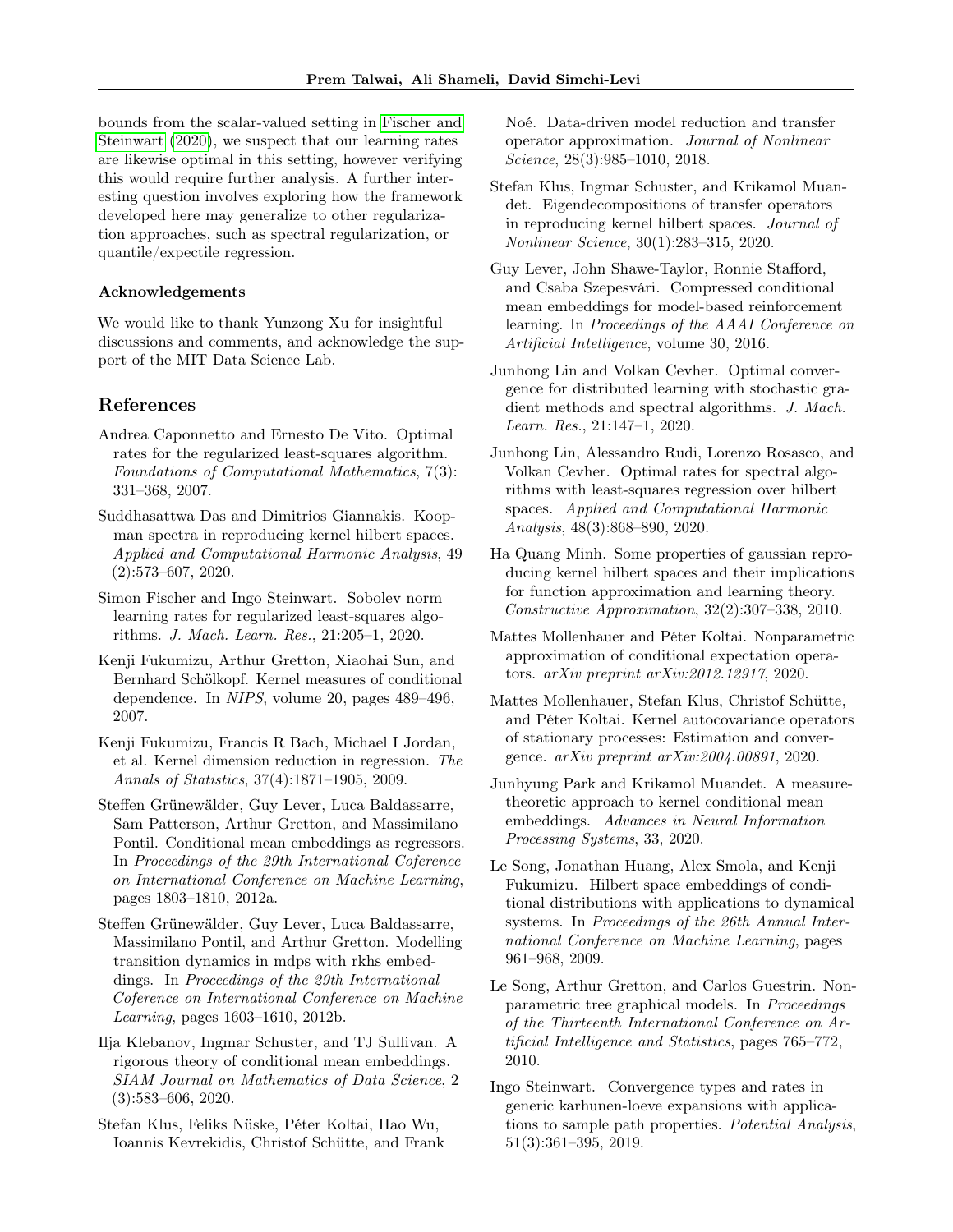bounds from the scalar-valued setting in Fischer and Steinwart (2020), we suspect that our learning rates are likewise optimal in this setting, however verifying this would require further analysis. A further interesting question involves exploring how the framework developed here may generalize to other regularization approaches, such as spectral regularization, or quantile/expectile regression.

**Acknowledgements**

We would like to thank Yunzong Xu for insightful discussions and comments, and acknowledge the support of the MIT Data Science Lab.

## References

Andrea Caponnetto and Ernesto De Vito. Optimal rates for the regularized least-squares algorithm. *Foundations of Computational Mathematics*, 7(3): 331–368, 2007.

Suddhasattwa Das and Dimitrios Giannakis. Koopman spectra in reproducing kernel hilbert spaces. *Applied and Computational Harmonic Analysis*, 49 (2):573–607, 2020.

Simon Fischer and Ingo Steinwart. Sobolev norm learning rates for regularized least-squares algorithms. *J. Mach. Learn. Res.*, 21:205–1, 2020.

Kenji Fukumizu, Arthur Gretton, Xiaohai Sun, and Bernhard Schölkopf. Kernel measures of conditional dependence. In *NIPS*, volume 20, pages 489–496, 2007.

Kenji Fukumizu, Francis R Bach, Michael I Jordan, et al. Kernel dimension reduction in regression. *The Annals of Statistics*, 37(4):1871–1905, 2009.

Steffen Grünewälder, Guy Lever, Luca Baldassarre, Sam Patterson, Arthur Gretton, and Massimilano Pontil. Conditional mean embeddings as regressors. In *Proceedings of the 29th International Coference on International Conference on Machine Learning*, pages 1803–1810, 2012a.

Steffen Grünewälder, Guy Lever, Luca Baldassarre, Massimiliano Pontil, and Arthur Gretton. Modelling transition dynamics in mdps with rkhs embeddings. In *Proceedings of the 29th International Coference on International Conference on Machine Learning*, pages 1603–1610, 2012b.

Ilja Klebanov, Ingmar Schuster, and TJ Sullivan. A rigorous theory of conditional mean embeddings. *SIAM Journal on Mathematics of Data Science*, 2 (3):583–606, 2020.

Stefan Klus, Feliks Nüske, Péter Koltai, Hao Wu, Ioannis Kevrekidis, Christof Schütte, and Frank Noé. Data-driven model reduction and transfer operator approximation. *Journal of Nonlinear Science*, 28(3):985–1010, 2018.

Stefan Klus, Ingmar Schuster, and Krikamol Muandet. Eigendecompositions of transfer operators in reproducing kernel hilbert spaces. *Journal of Nonlinear Science*, 30(1):283–315, 2020.

Guy Lever, John Shawe-Taylor, Ronnie Stafford, and Csaba Szepesvári. Compressed conditional mean embeddings for model-based reinforcement learning. In *Proceedings of the AAAI Conference on Artificial Intelligence*, volume 30, 2016.

Junhong Lin and Volkan Cevher. Optimal convergence for distributed learning with stochastic gradient methods and spectral algorithms. *J. Mach. Learn. Res.*, 21:147–1, 2020.

Junhong Lin, Alessandro Rudi, Lorenzo Rosasco, and Volkan Cevher. Optimal rates for spectral algorithms with least-squares regression over hilbert spaces. *Applied and Computational Harmonic Analysis*, 48(3):868–890, 2020.

Ha Quang Minh. Some properties of gaussian reproducing kernel hilbert spaces and their implications for function approximation and learning theory. *Constructive Approximation*, 32(2):307–338, 2010.

Mattes Mollenhauer and Péter Koltai. Nonparametric approximation of conditional expectation operators. *arXiv preprint arXiv:2012.12917*, 2020.

Mattes Mollenhauer, Stefan Klus, Christof Schütte, and Péter Koltai. Kernel autocovariance operators of stationary processes: Estimation and convergence. *arXiv preprint arXiv:2004.00891*, 2020.

Junhyung Park and Krikamol Muandet. A measure-theoretic approach to kernel conditional mean embeddings. *Advances in Neural Information Processing Systems*, 33, 2020.

Le Song, Jonathan Huang, Alex Smola, and Kenji Fukumizu. Hilbert space embeddings of conditional distributions with applications to dynamical systems. In *Proceedings of the 26th Annual International Conference on Machine Learning*, pages 961–968, 2009.

Le Song, Arthur Gretton, and Carlos Guestrin. Nonparametric tree graphical models. In *Proceedings of the Thirteenth International Conference on Artificial Intelligence and Statistics*, pages 765–772, 2010.

Ingo Steinwart. Convergence types and rates in generic karhunen-loeve expansions with applications to sample path properties. *Potential Analysis*, 51(3):361–395, 2019.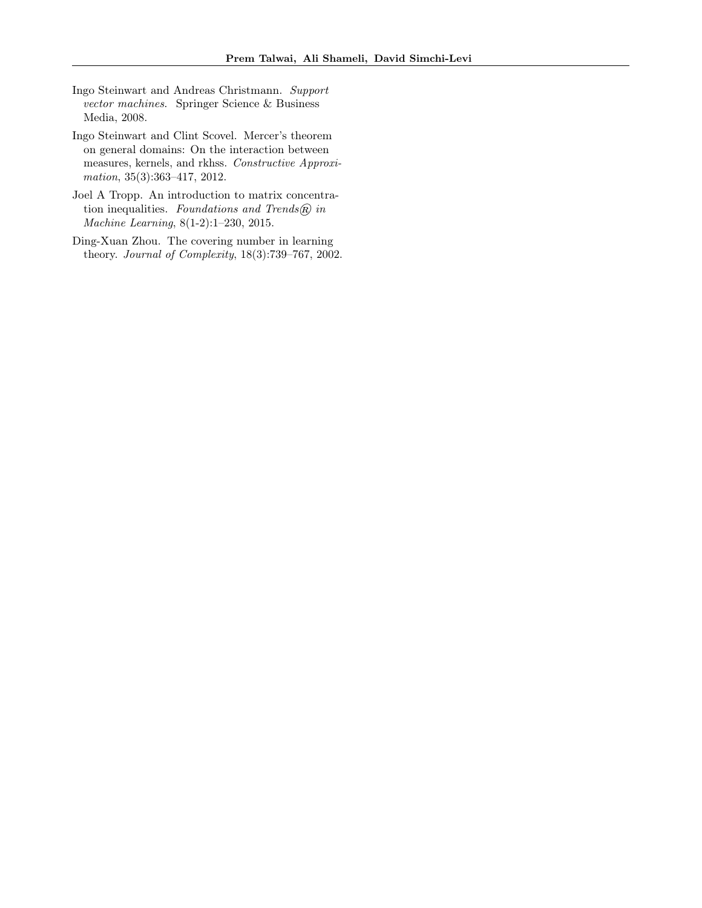Ingo Steinwart and Andreas Christmann. *Support vector machines*. Springer Science & Business Media, 2008.

Ingo Steinwart and Clint Scovel. Mercer's theorem on general domains: On the interaction between measures, kernels, and rkhss. *Constructive Approximation*, 35(3):363–417, 2012.

Joel A Tropp. An introduction to matrix concentration inequalities. *Foundations and Trends® in Machine Learning*, 8(1-2):1–230, 2015.

Ding-Xuan Zhou. The covering number in learning theory. *Journal of Complexity*, 18(3):739–767, 2002.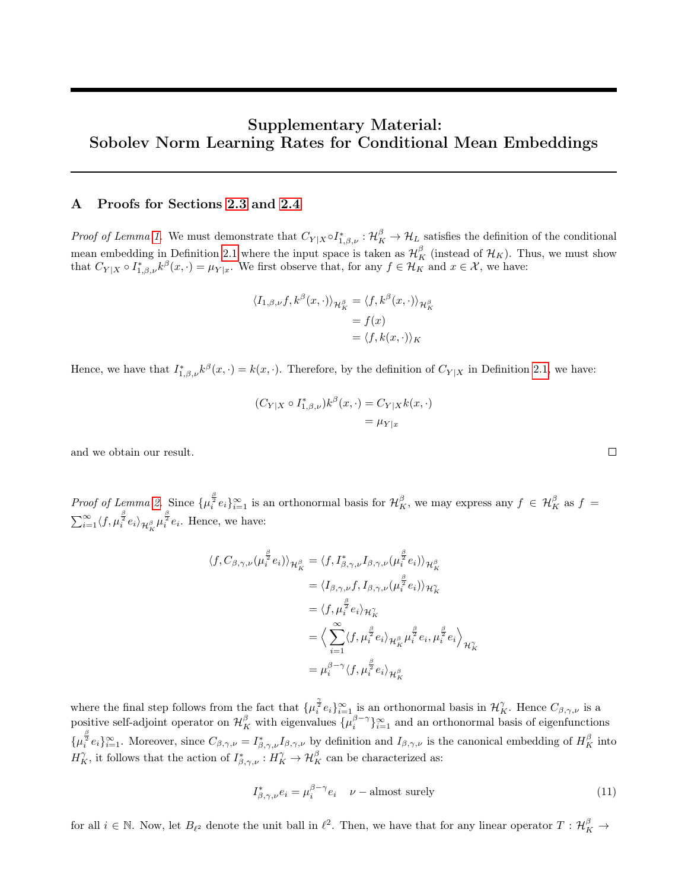# Supplementary Material: Sobolev Norm Learning Rates for Conditional Mean Embeddings

## A Proofs for Sections 2.3 and 2.4

*Proof of Lemma 1.* We must demonstrate that $C_{Y|X} \circ I^*_{1,\beta,\nu} : \mathcal{H}^\beta_K \to \mathcal{H}_L$ satisfies the definition of the conditional mean embedding in Definition 2.1 where the input space is taken as $\mathcal{H}^\beta_K$ (instead of $\mathcal{H}_K$). Thus, we must show that $C_{Y|X} \circ I^*_{1,\beta,\nu} k^\beta(x, \cdot) = \mu_{Y|x}$. We first observe that, for any $f \in \mathcal{H}_K$ and $x \in \mathcal{X}$, we have:

$$
\begin{aligned}
\langle I_{1,\beta,\nu} f, k^\beta(x, \cdot)\rangle_{\mathcal{H}^\beta_K} &= \langle f, k^\beta(x, \cdot)\rangle_{\mathcal{H}^\beta_K} \\
&= f(x) \\
&= \langle f, k(x, \cdot)\rangle_K
\end{aligned}
$$

Hence, we have that $I^*_{1,\beta,\nu} k^\beta(x, \cdot) = k(x, \cdot)$. Therefore, by the definition of $C_{Y|X}$ in Definition 2.1, we have:

$$
\begin{aligned}
(C_{Y|X} \circ I^*_{1,\beta,\nu}) k^\beta(x, \cdot) &= C_{Y|X} k(x, \cdot) \\
&= \mu_{Y|x}
\end{aligned}
$$

and we obtain our result. $\square$

*Proof of Lemma 2.* Since $\{\mu_i^{\frac{\beta}{2}} e_i\}_{i=1}^\infty$ is an orthonormal basis for $\mathcal{H}^\beta_K$, we may express any $f \in \mathcal{H}^\beta_K$ as $f = \sum_{i=1}^\infty \langle f, \mu_i^{\frac{\beta}{2}} e_i\rangle_{\mathcal{H}^\beta_K} \mu_i^{\frac{\beta}{2}} e_i$. Hence, we have:

$$
\begin{aligned}
\langle f, C_{\beta,\gamma,\nu}(\mu_i^{\frac{\beta}{2}} e_i)\rangle_{\mathcal{H}^\beta_K} &= \langle f, I^*_{\beta,\gamma,\nu} I_{\beta,\gamma,\nu}(\mu_i^{\frac{\beta}{2}} e_i)\rangle_{\mathcal{H}^\beta_K} \\
&= \langle I_{\beta,\gamma,\nu} f, I_{\beta,\gamma,\nu}(\mu_i^{\frac{\beta}{2}} e_i)\rangle_{\mathcal{H}^\gamma_K} \\
&= \langle f, \mu_i^{\frac{\beta}{2}} e_i\rangle_{\mathcal{H}^\gamma_K} \\
&= \Big\langle \sum_{i=1}^\infty \langle f, \mu_i^{\frac{\beta}{2}} e_i\rangle_{\mathcal{H}^\beta_K} \mu_i^{\frac{\beta}{2}} e_i, \mu_i^{\frac{\beta}{2}} e_i \Big\rangle_{\mathcal{H}^\gamma_K} \\
&= \mu_i^{\beta-\gamma} \langle f, \mu_i^{\frac{\beta}{2}} e_i\rangle_{\mathcal{H}^\beta_K}
\end{aligned}
$$

where the final step follows from the fact that $\{\mu_i^{\frac{\gamma}{2}} e_i\}_{i=1}^\infty$ is an orthonormal basis in $\mathcal{H}^\gamma_K$. Hence $C_{\beta,\gamma,\nu}$ is a positive self-adjoint operator on $\mathcal{H}^\beta_K$ with eigenvalues $\{\mu_i^{\beta-\gamma}\}_{i=1}^\infty$ and an orthonormal basis of eigenfunctions $\{\mu_i^{\frac{\beta}{2}} e_i\}_{i=1}^\infty$. Moreover, since $C_{\beta,\gamma,\nu} = I^*_{\beta,\gamma,\nu} I_{\beta,\gamma,\nu}$ by definition and $I_{\beta,\gamma,\nu}$ is the canonical embedding of $H^\beta_K$ into $H^\gamma_K$, it follows that the action of $I^*_{\beta,\gamma,\nu} : H^\gamma_K \to \mathcal{H}^\beta_K$ can be characterized as:

$$
I^*_{\beta,\gamma,\nu} e_i = \mu_i^{\beta-\gamma} e_i \quad \nu - \text{almost surely} \tag{11}
$$

for all $i \in \mathbb{N}$. Now, let $B_{\ell^2}$ denote the unit ball in $\ell^2$. Then, we have that for any linear operator $T : \mathcal{H}^\beta_K \to$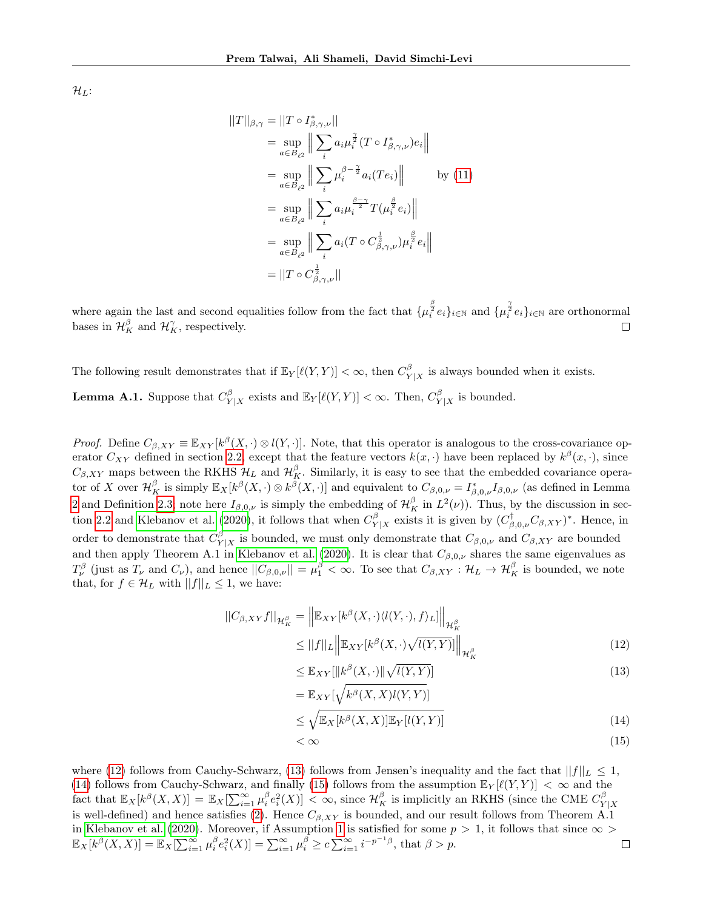$\mathcal{H}_L$:

$$
\begin{aligned}
||T||_{\beta,\gamma} &= ||T \circ I^*_{\beta,\gamma,\nu}|| \\
&= \sup_{a \in B_{\ell^2}} \Big\| \sum_i a_i \mu_i^{\frac{\gamma}{2}} (T \circ I^*_{\beta,\gamma,\nu}) e_i \Big\| \\
&= \sup_{a \in B_{\ell^2}} \Big\| \sum_i \mu_i^{\beta - \frac{\gamma}{2}} a_i (T e_i) \Big\| \qquad \text{by (11)} \\
&= \sup_{a \in B_{\ell^2}} \Big\| \sum_i a_i \mu_i^{\frac{\beta-\gamma}{2}} T(\mu_i^{\frac{\beta}{2}} e_i) \Big\| \\
&= \sup_{a \in B_{\ell^2}} \Big\| \sum_i a_i (T \circ C^{\frac{1}{2}}_{\beta,\gamma,\nu}) \mu_i^{\frac{\beta}{2}} e_i \Big\| \\
&= ||T \circ C^{\frac{1}{2}}_{\beta,\gamma,\nu}||
\end{aligned}
$$

where again the last and second equalities follow from the fact that $\{\mu_i^{\frac{\beta}{2}} e_i\}_{i \in \mathbb{N}}$ and $\{\mu_i^{\frac{\gamma}{2}} e_i\}_{i \in \mathbb{N}}$ are orthonormal bases in $\mathcal{H}_K^\beta$ and $\mathcal{H}_K^\gamma$, respectively. □

The following result demonstrates that if $\mathbb{E}_Y[\ell(Y,Y)] < \infty$, then $C^\beta_{Y|X}$ is always bounded when it exists.

**Lemma A.1.** Suppose that $C^\beta_{Y|X}$ exists and $\mathbb{E}_Y[\ell(Y,Y)] < \infty$. Then, $C^\beta_{Y|X}$ is bounded.

*Proof.* Define $C_{\beta,XY} \equiv \mathbb{E}_{XY}[k^\beta(X,\cdot) \otimes l(Y,\cdot)]$. Note, that this operator is analogous to the cross-covariance operator $C_{XY}$ defined in section 2.2, except that the feature vectors $k(x,\cdot)$ have been replaced by $k^\beta(x,\cdot)$, since $C_{\beta,XY}$ maps between the RKHS $\mathcal{H}_L$ and $\mathcal{H}_K^\beta$. Similarly, it is easy to see that the embedded covariance operator of $X$ over $\mathcal{H}_K^\beta$ is simply $\mathbb{E}_X[k^\beta(X,\cdot) \otimes k^\beta(X,\cdot)]$ and equivalent to $C_{\beta,0,\nu} = I^*_{\beta,0,\nu} I_{\beta,0,\nu}$ (as defined in Lemma 2 and Definition 2.3, note here $I_{\beta,0,\nu}$ is simply the embedding of $\mathcal{H}_K^\beta$ in $L^2(\nu)$). Thus, by the discussion in section 2.2 and Klebanov et al. (2020), it follows that when $C^\beta_{Y|X}$ exists it is given by $(C^\dagger_{\beta,0,\nu} C_{\beta,XY})^*$. Hence, in order to demonstrate that $C^\beta_{Y|X}$ is bounded, we must only demonstrate that $C_{\beta,0,\nu}$ and $C_{\beta,XY}$ are bounded and then apply Theorem A.1 in Klebanov et al. (2020). It is clear that $C_{\beta,0,\nu}$ shares the same eigenvalues as $T^\beta_\nu$ (just as $T_\nu$ and $C_\nu$), and hence $||C_{\beta,0,\nu}|| = \mu_1^\beta < \infty$. To see that $C_{\beta,XY} : \mathcal{H}_L \to \mathcal{H}_K^\beta$ is bounded, we note that, for $f \in \mathcal{H}_L$ with $||f||_L \leq 1$, we have:

$$
\begin{aligned}
||C_{\beta,XY} f||_{\mathcal{H}_K^\beta} &= \Big\| \mathbb{E}_{XY}[k^\beta(X,\cdot) \langle l(Y,\cdot), f \rangle_L] \Big\|_{\mathcal{H}_K^\beta} \\
&\leq ||f||_L \Big\| \mathbb{E}_{XY}[k^\beta(X,\cdot) \sqrt{l(Y,Y)}] \Big\|_{\mathcal{H}_K^\beta} &(12) \\
&\leq \mathbb{E}_{XY}[\|k^\beta(X,\cdot)\| \sqrt{l(Y,Y)}] &(13) \\
&= \mathbb{E}_{XY}[\sqrt{k^\beta(X,X) l(Y,Y)}] \\
&\leq \sqrt{\mathbb{E}_X[k^\beta(X,X)] \mathbb{E}_Y[l(Y,Y)]} &(14) \\
&< \infty &(15)
\end{aligned}
$$

where (12) follows from Cauchy-Schwarz, (13) follows from Jensen's inequality and the fact that $||f||_L \leq 1$, (14) follows from Cauchy-Schwarz, and finally (15) follows from the assumption $\mathbb{E}_Y[\ell(Y,Y)] < \infty$ and the fact that $\mathbb{E}_X[k^\beta(X,X)] = \mathbb{E}_X[\sum_{i=1}^\infty \mu_i^\beta e_i^2(X)] < \infty$, since $\mathcal{H}_K^\beta$ is implicitly an RKHS (since the CME $C^\beta_{Y|X}$ is well-defined) and hence satisfies (2). Hence $C_{\beta,XY}$ is bounded, and our result follows from Theorem A.1 in Klebanov et al. (2020). Moreover, if Assumption 1 is satisfied for some $p > 1$, it follows that since $\infty > \mathbb{E}_X[k^\beta(X,X)] = \mathbb{E}_X[\sum_{i=1}^\infty \mu_i^\beta e_i^2(X)] = \sum_{i=1}^\infty \mu_i^\beta \geq c \sum_{i=1}^\infty i^{-p^{-1}\beta}$, that $\beta > p$. □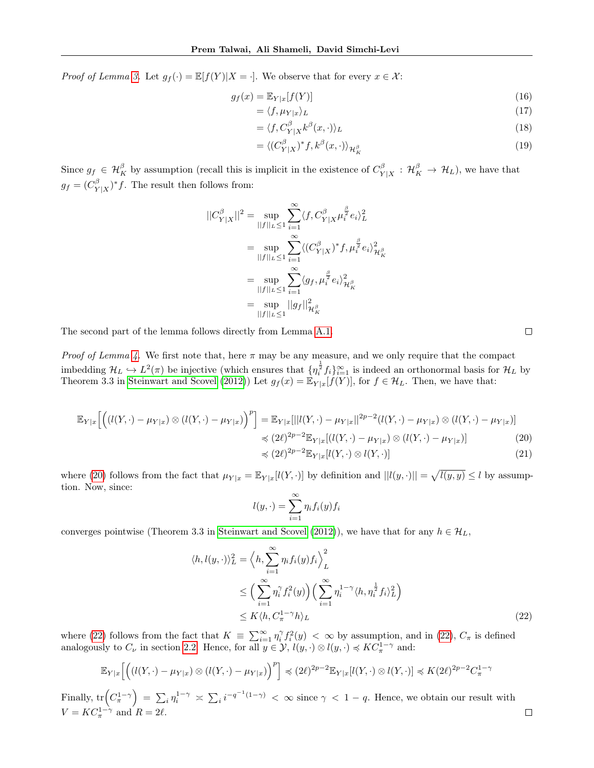*Proof of Lemma 3.* Let $g_f(\cdot) = \mathbb{E}[f(Y)|X = \cdot]$. We observe that for every $x \in \mathcal{X}$:

$$
\begin{aligned}
g_f(x) &= \mathbb{E}_{Y|x}[f(Y)] && (16)\\
&= \langle f, \mu_{Y|x}\rangle_L && (17)\\
&= \langle f, C^{\beta}_{Y|X} k^{\beta}(x,\cdot)\rangle_L && (18)\\
&= \langle (C^{\beta}_{Y|X})^* f, k^{\beta}(x,\cdot)\rangle_{\mathcal{H}^{\beta}_K} && (19)
\end{aligned}
$$

Since $g_f \in \mathcal{H}^{\beta}_K$ by assumption (recall this is implicit in the existence of $C^{\beta}_{Y|X} : \mathcal{H}^{\beta}_K \to \mathcal{H}_L$), we have that $g_f = (C^{\beta}_{Y|X})^* f$. The result then follows from:

$$
\begin{aligned}
||C^{\beta}_{Y|X}||^2 &= \sup_{||f||_L \leq 1} \sum_{i=1}^{\infty} \langle f, C^{\beta}_{Y|X} \mu_i^{\frac{\beta}{2}} e_i\rangle_L^2\\
&= \sup_{||f||_L \leq 1} \sum_{i=1}^{\infty} \langle (C^{\beta}_{Y|X})^* f, \mu_i^{\frac{\beta}{2}} e_i\rangle_{\mathcal{H}^{\beta}_K}^2\\
&= \sup_{||f||_L \leq 1} \sum_{i=1}^{\infty} \langle g_f, \mu_i^{\frac{\beta}{2}} e_i\rangle_{\mathcal{H}^{\beta}_K}^2\\
&= \sup_{||f||_L \leq 1} ||g_f||^2_{\mathcal{H}^{\beta}_K}
\end{aligned}
$$

The second part of the lemma follows directly from Lemma A.1. □

*Proof of Lemma 4.* We first note that, here $\pi$ may be any measure, and we only require that the compact imbedding $\mathcal{H}_L \hookrightarrow L^2(\pi)$ be injective (which ensures that $\{\eta_i^{\frac{1}{2}} f_i\}_{i=1}^{\infty}$ is indeed an orthonormal basis for $\mathcal{H}_L$ by Theorem 3.3 in Steinwart and Scovel (2012)) Let $g_f(x) = \mathbb{E}_{Y|x}[f(Y)]$, for $f \in \mathcal{H}_L$. Then, we have that:

$$
\begin{aligned}
\mathbb{E}_{Y|x}\Big[\Big((l(Y,\cdot) - \mu_{Y|x}) \otimes (l(Y,\cdot) - \mu_{Y|x})\Big)^p\Big] &= \mathbb{E}_{Y|x}[||l(Y,\cdot) - \mu_{Y|x}||^{2p-2}(l(Y,\cdot) - \mu_{Y|x}) \otimes (l(Y,\cdot) - \mu_{Y|x})]\\
&\preccurlyeq (2\ell)^{2p-2}\mathbb{E}_{Y|x}[(l(Y,\cdot) - \mu_{Y|x}) \otimes (l(Y,\cdot) - \mu_{Y|x})] && (20)\\
&\preccurlyeq (2\ell)^{2p-2}\mathbb{E}_{Y|x}[l(Y,\cdot) \otimes l(Y,\cdot)] && (21)
\end{aligned}
$$

where (20) follows from the fact that $\mu_{Y|x} = \mathbb{E}_{Y|x}[l(Y,\cdot)]$ by definition and $||l(y,\cdot)|| = \sqrt{l(y,y)} \leq l$ by assumption. Now, since:

$$
l(y,\cdot) = \sum_{i=1}^{\infty} \eta_i f_i(y) f_i
$$

converges pointwise (Theorem 3.3 in Steinwart and Scovel (2012)), we have that for any $h \in \mathcal{H}_L$,

$$
\begin{aligned}
\langle h, l(y,\cdot)\rangle_L^2 &= \Big\langle h, \sum_{i=1}^{\infty} \eta_i f_i(y) f_i\Big\rangle_L^2\\
&\leq \Big(\sum_{i=1}^{\infty} \eta_i^{\gamma} f_i^2(y)\Big)\Big(\sum_{i=1}^{\infty} \eta_i^{1-\gamma}\langle h, \eta_i^{\frac{1}{2}} f_i\rangle_L^2\Big)\\
&\leq K\langle h, C_{\pi}^{1-\gamma} h\rangle_L && (22)
\end{aligned}
$$

where (22) follows from the fact that $K \equiv \sum_{i=1}^{\infty} \eta_i^{\gamma} f_i^2(y) < \infty$ by assumption, and in (22), $C_{\pi}$ is defined analogously to $C_{\nu}$ in section 2.2. Hence, for all $y \in \mathcal{Y}$, $l(y,\cdot) \otimes l(y,\cdot) \preccurlyeq K C_{\pi}^{1-\gamma}$ and:

$$
\mathbb{E}_{Y|x}\Big[\Big((l(Y,\cdot) - \mu_{Y|x}) \otimes (l(Y,\cdot) - \mu_{Y|x})\Big)^p\Big] \preccurlyeq (2\ell)^{2p-2}\mathbb{E}_{Y|x}[l(Y,\cdot) \otimes l(Y,\cdot)] \preccurlyeq K(2\ell)^{2p-2} C_{\pi}^{1-\gamma}
$$

Finally, $\mathrm{tr}\Big(C_{\pi}^{1-\gamma}\Big) = \sum_i \eta_i^{1-\gamma} \asymp \sum_i i^{-q^{-1}(1-\gamma)} < \infty$ since $\gamma < 1 - q$. Hence, we obtain our result with $V = K C_{\pi}^{1-\gamma}$ and $R = 2\ell$. □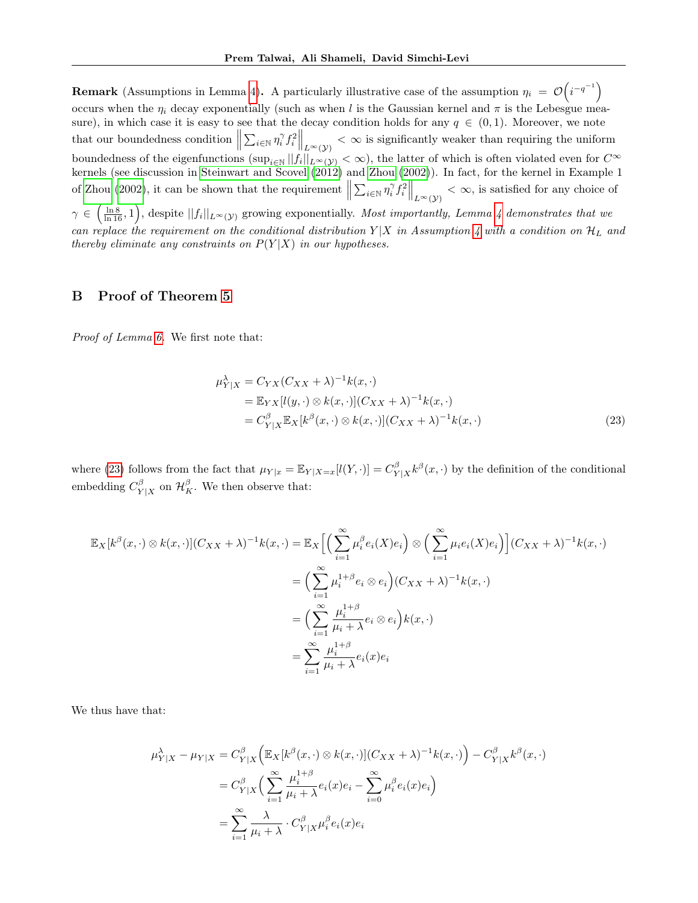**Remark** (Assumptions in Lemma 4)**.** A particularly illustrative case of the assumption $\eta_i = \mathcal{O}\left(i^{-q^{-1}}\right)$ occurs when the $\eta_i$ decay exponentially (such as when $l$ is the Gaussian kernel and $\pi$ is the Lebesgue measure), in which case it is easy to see that the decay condition holds for any $q \in (0,1)$. Moreover, we note that our boundedness condition $\left\|\sum_{i\in\mathbb{N}} \eta_i^{\gamma} f_i^2\right\|_{L^\infty(\mathcal{Y})} < \infty$ is significantly weaker than requiring the uniform boundedness of the eigenfunctions ($\sup_{i\in\mathbb{N}} ||f_i||_{L^\infty(\mathcal{Y})} < \infty$), the latter of which is often violated even for $C^\infty$ kernels (see discussion in Steinwart and Scovel (2012) and Zhou (2002)). In fact, for the kernel in Example 1 of Zhou (2002), it can be shown that the requirement $\left\|\sum_{i\in\mathbb{N}} \eta_i^{\gamma} f_i^2\right\|_{L^\infty(\mathcal{Y})} < \infty$, is satisfied for any choice of $\gamma \in \left(\frac{\ln 8}{\ln 16}, 1\right)$, despite $||f_i||_{L^\infty(\mathcal{Y})}$ growing exponentially. *Most importantly, Lemma 4 demonstrates that we can replace the requirement on the conditional distribution $Y|X$ in Assumption 4 with a condition on $\mathcal{H}_L$ and thereby eliminate any constraints on $P(Y|X)$ in our hypotheses.*

## B Proof of Theorem 5

*Proof of Lemma 6.* We first note that:

$$
\begin{aligned}
\mu^{\lambda}_{Y|X} &= C_{YX}(C_{XX}+\lambda)^{-1}k(x,\cdot) \\
&= \mathbb{E}_{YX}[l(y,\cdot)\otimes k(x,\cdot)](C_{XX}+\lambda)^{-1}k(x,\cdot) \\
&= C^{\beta}_{Y|X}\mathbb{E}_X[k^{\beta}(x,\cdot)\otimes k(x,\cdot)](C_{XX}+\lambda)^{-1}k(x,\cdot) \qquad (23)
\end{aligned}
$$

where (23) follows from the fact that $\mu_{Y|x} = \mathbb{E}_{Y|X=x}[l(Y,\cdot)] = C^{\beta}_{Y|X}k^{\beta}(x,\cdot)$ by the definition of the conditional embedding $C^{\beta}_{Y|X}$ on $\mathcal{H}^{\beta}_K$. We then observe that:

$$
\begin{aligned}
\mathbb{E}_X[k^{\beta}(x,\cdot)\otimes k(x,\cdot)](C_{XX}+\lambda)^{-1}k(x,\cdot) &= \mathbb{E}_X\Big[\Big(\sum_{i=1}^{\infty}\mu_i^{\beta}e_i(X)e_i\Big)\otimes\Big(\sum_{i=1}^{\infty}\mu_i e_i(X)e_i\Big)\Big](C_{XX}+\lambda)^{-1}k(x,\cdot) \\
&= \Big(\sum_{i=1}^{\infty}\mu_i^{1+\beta}e_i\otimes e_i\Big)(C_{XX}+\lambda)^{-1}k(x,\cdot) \\
&= \Big(\sum_{i=1}^{\infty}\frac{\mu_i^{1+\beta}}{\mu_i+\lambda}e_i\otimes e_i\Big)k(x,\cdot) \\
&= \sum_{i=1}^{\infty}\frac{\mu_i^{1+\beta}}{\mu_i+\lambda}e_i(x)e_i
\end{aligned}
$$

We thus have that:

$$
\begin{aligned}
\mu^{\lambda}_{Y|X} - \mu_{Y|X} &= C^{\beta}_{Y|X}\Big(\mathbb{E}_X[k^{\beta}(x,\cdot)\otimes k(x,\cdot)](C_{XX}+\lambda)^{-1}k(x,\cdot)\Big) - C^{\beta}_{Y|X}k^{\beta}(x,\cdot) \\
&= C^{\beta}_{Y|X}\Big(\sum_{i=1}^{\infty}\frac{\mu_i^{1+\beta}}{\mu_i+\lambda}e_i(x)e_i - \sum_{i=0}^{\infty}\mu_i^{\beta}e_i(x)e_i\Big) \\
&= \sum_{i=1}^{\infty}\frac{\lambda}{\mu_i+\lambda}\cdot C^{\beta}_{Y|X}\mu_i^{\beta}e_i(x)e_i
\end{aligned}
$$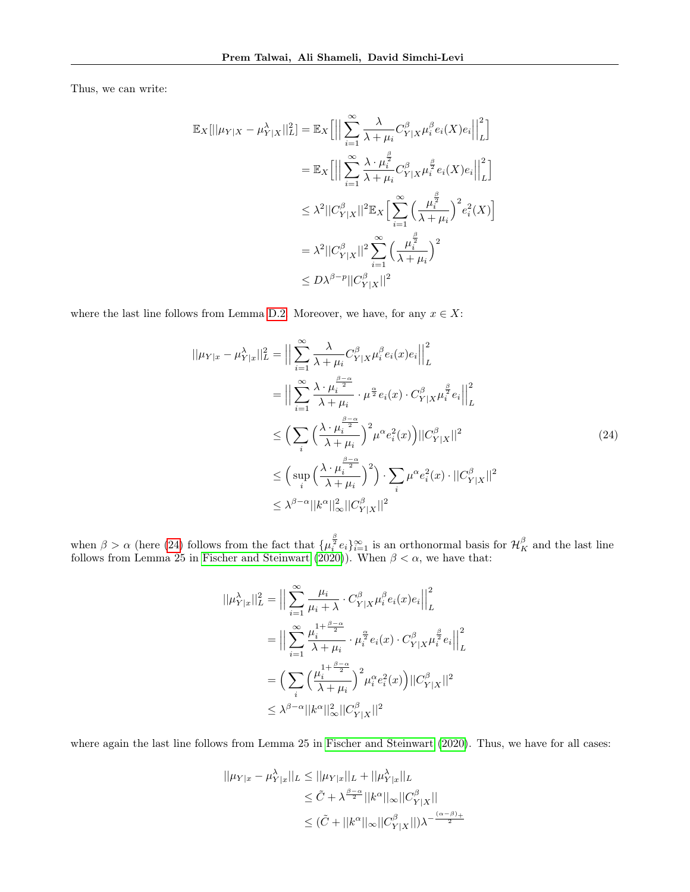Thus, we can write:

$$
\begin{aligned}
\mathbb{E}_X[||\mu_{Y|X} - \mu^{\lambda}_{Y|X}||^2_L] &= \mathbb{E}_X\Big[\Big|\Big|\sum_{i=1}^{\infty} \frac{\lambda}{\lambda + \mu_i} C^{\beta}_{Y|X} \mu_i^{\beta} e_i(X) e_i\Big|\Big|^2_L\Big] \\
&= \mathbb{E}_X\Big[\Big|\Big|\sum_{i=1}^{\infty} \frac{\lambda \cdot \mu_i^{\frac{\beta}{2}}}{\lambda + \mu_i} C^{\beta}_{Y|X} \mu_i^{\frac{\beta}{2}} e_i(X) e_i\Big|\Big|^2_L\Big] \\
&\leq \lambda^2 ||C^{\beta}_{Y|X}||^2 \mathbb{E}_X\Big[\sum_{i=1}^{\infty} \Big(\frac{\mu_i^{\frac{\beta}{2}}}{\lambda + \mu_i}\Big)^2 e_i^2(X)\Big] \\
&= \lambda^2 ||C^{\beta}_{Y|X}||^2 \sum_{i=1}^{\infty} \Big(\frac{\mu_i^{\frac{\beta}{2}}}{\lambda + \mu_i}\Big)^2 \\
&\leq D\lambda^{\beta - p} ||C^{\beta}_{Y|X}||^2
\end{aligned}
$$

where the last line follows from Lemma D.2. Moreover, we have, for any $x \in X$:

$$
\begin{aligned}
||\mu_{Y|x} - \mu^{\lambda}_{Y|x}||^2_L &= \Big|\Big|\sum_{i=1}^{\infty} \frac{\lambda}{\lambda + \mu_i} C^{\beta}_{Y|X} \mu_i^{\beta} e_i(x) e_i\Big|\Big|^2_L \\
&= \Big|\Big|\sum_{i=1}^{\infty} \frac{\lambda \cdot \mu_i^{\frac{\beta - \alpha}{2}}}{\lambda + \mu_i} \cdot \mu^{\frac{\alpha}{2}} e_i(x) \cdot C^{\beta}_{Y|X} \mu_i^{\frac{\beta}{2}} e_i\Big|\Big|^2_L \\
&\leq \Big(\sum_i \Big(\frac{\lambda \cdot \mu_i^{\frac{\beta - \alpha}{2}}}{\lambda + \mu_i}\Big)^2 \mu^{\alpha} e_i^2(x)\Big) ||C^{\beta}_{Y|X}||^2 \qquad (24) \\
&\leq \Big(\sup_i \Big(\frac{\lambda \cdot \mu_i^{\frac{\beta - \alpha}{2}}}{\lambda + \mu_i}\Big)^2\Big) \cdot \sum_i \mu^{\alpha} e_i^2(x) \cdot ||C^{\beta}_{Y|X}||^2 \\
&\leq \lambda^{\beta - \alpha} ||k^{\alpha}||^2_{\infty} ||C^{\beta}_{Y|X}||^2
\end{aligned}
$$

when $\beta > \alpha$ (here (24) follows from the fact that $\{\mu_i^{\frac{\beta}{2}} e_i\}_{i=1}^{\infty}$ is an orthonormal basis for $\mathcal{H}^{\beta}_K$ and the last line follows from Lemma 25 in Fischer and Steinwart (2020)). When $\beta < \alpha$, we have that:

$$
\begin{aligned}
||\mu^{\lambda}_{Y|x}||^2_L &= \Big|\Big|\sum_{i=1}^{\infty} \frac{\mu_i}{\mu_i + \lambda} \cdot C^{\beta}_{Y|X} \mu_i^{\beta} e_i(x) e_i\Big|\Big|^2_L \\
&= \Big|\Big|\sum_{i=1}^{\infty} \frac{\mu_i^{1 + \frac{\beta - \alpha}{2}}}{\lambda + \mu_i} \cdot \mu_i^{\frac{\alpha}{2}} e_i(x) \cdot C^{\beta}_{Y|X} \mu_i^{\frac{\beta}{2}} e_i\Big|\Big|^2_L \\
&= \Big(\sum_i \Big(\frac{\mu_i^{1 + \frac{\beta - \alpha}{2}}}{\lambda + \mu_i}\Big)^2 \mu_i^{\alpha} e_i^2(x)\Big) ||C^{\beta}_{Y|X}||^2 \\
&\leq \lambda^{\beta - \alpha} ||k^{\alpha}||^2_{\infty} ||C^{\beta}_{Y|X}||^2
\end{aligned}
$$

where again the last line follows from Lemma 25 in Fischer and Steinwart (2020). Thus, we have for all cases:

$$
\begin{aligned}
||\mu_{Y|x} - \mu^{\lambda}_{Y|x}||_L &\leq ||\mu_{Y|x}||_L + ||\mu^{\lambda}_{Y|x}||_L \\
&\leq \tilde{C} + \lambda^{\frac{\beta - \alpha}{2}} ||k^{\alpha}||_{\infty} ||C^{\beta}_{Y|X}|| \\
&\leq (\tilde{C} + ||k^{\alpha}||_{\infty} ||C^{\beta}_{Y|X}||) \lambda^{-\frac{(\alpha - \beta)_+}{2}}
\end{aligned}
$$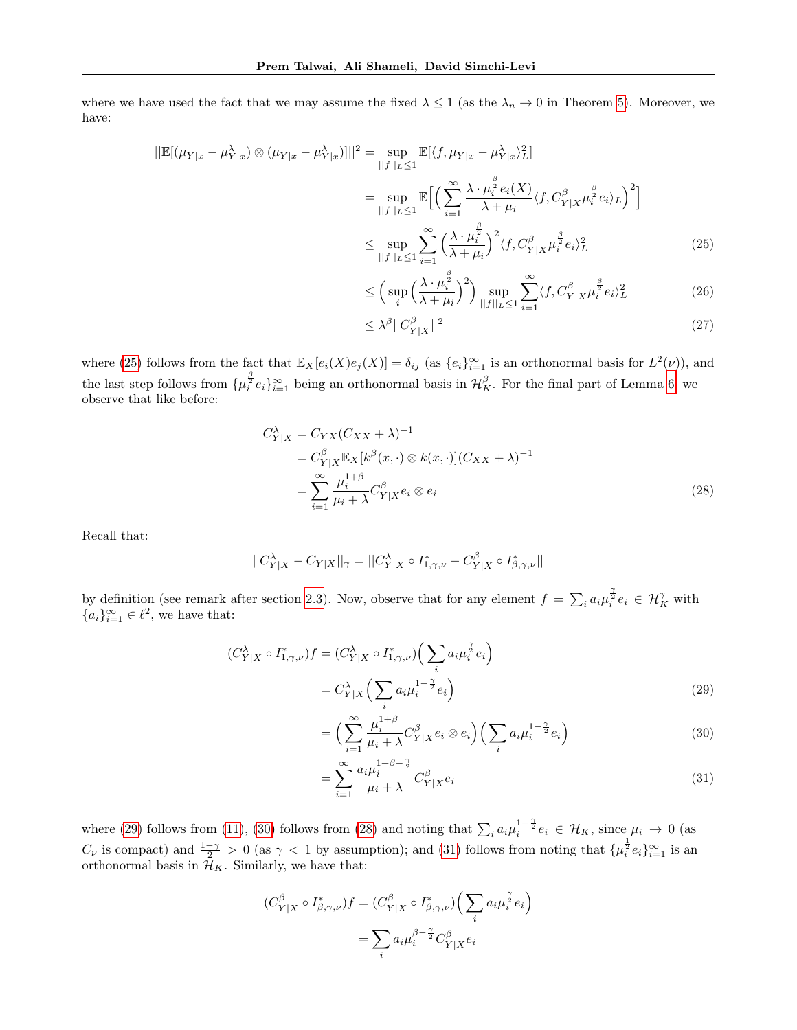where we have used the fact that we may assume the fixed $\lambda \leq 1$ (as the $\lambda_n \to 0$ in Theorem 5). Moreover, we have:

$$
\begin{aligned}
||\mathbb{E}[(\mu_{Y|x} - \mu^\lambda_{Y|x}) \otimes (\mu_{Y|x} - \mu^\lambda_{Y|x})]||^2 &= \sup_{||f||_L \leq 1} \mathbb{E}[\langle f, \mu_{Y|x} - \mu^\lambda_{Y|x} \rangle_L^2] \\
&= \sup_{||f||_L \leq 1} \mathbb{E}\Big[\Big(\sum_{i=1}^\infty \frac{\lambda \cdot \mu_i^{\frac{\beta}{2}} e_i(X)}{\lambda + \mu_i} \langle f, C^\beta_{Y|X} \mu_i^{\frac{\beta}{2}} e_i \rangle_L\Big)^2\Big] \\
&\leq \sup_{||f||_L \leq 1} \sum_{i=1}^\infty \Big(\frac{\lambda \cdot \mu_i^{\frac{\beta}{2}}}{\lambda + \mu_i}\Big)^2 \langle f, C^\beta_{Y|X} \mu_i^{\frac{\beta}{2}} e_i \rangle_L^2 \qquad (25) \\
&\leq \Big(\sup_i \Big(\frac{\lambda \cdot \mu_i^{\frac{\beta}{2}}}{\lambda + \mu_i}\Big)^2\Big) \sup_{||f||_L \leq 1} \sum_{i=1}^\infty \langle f, C^\beta_{Y|X} \mu_i^{\frac{\beta}{2}} e_i \rangle_L^2 \qquad (26) \\
&\leq \lambda^\beta ||C^\beta_{Y|X}||^2 \qquad (27)
\end{aligned}
$$

where (25) follows from the fact that $\mathbb{E}_X[e_i(X) e_j(X)] = \delta_{ij}$ (as $\{e_i\}_{i=1}^\infty$ is an orthonormal basis for $L^2(\nu)$), and the last step follows from $\{\mu_i^{\frac{\beta}{2}} e_i\}_{i=1}^\infty$ being an orthonormal basis in $\mathcal{H}^\beta_K$. For the final part of Lemma 6, we observe that like before:

$$
\begin{aligned}
C^\lambda_{Y|X} &= C_{YX}(C_{XX} + \lambda)^{-1} \\
&= C^\beta_{Y|X} \mathbb{E}_X[k^\beta(x, \cdot) \otimes k(x, \cdot)](C_{XX} + \lambda)^{-1} \\
&= \sum_{i=1}^\infty \frac{\mu_i^{1+\beta}}{\mu_i + \lambda} C^\beta_{Y|X} e_i \otimes e_i \qquad (28)
\end{aligned}
$$

Recall that:

$$
||C^\lambda_{Y|X} - C_{Y|X}||_\gamma = ||C^\lambda_{Y|X} \circ I^*_{1,\gamma,\nu} - C^\beta_{Y|X} \circ I^*_{\beta,\gamma,\nu}||
$$

by definition (see remark after section 2.3). Now, observe that for any element $f = \sum_i a_i \mu_i^{\frac{\gamma}{2}} e_i \in \mathcal{H}^\gamma_K$ with $\{a_i\}_{i=1}^\infty \in \ell^2$, we have that:

$$
\begin{aligned}
(C^\lambda_{Y|X} \circ I^*_{1,\gamma,\nu}) f &= (C^\lambda_{Y|X} \circ I^*_{1,\gamma,\nu}) \Big(\sum_i a_i \mu_i^{\frac{\gamma}{2}} e_i\Big) \\
&= C^\lambda_{Y|X} \Big(\sum_i a_i \mu_i^{1 - \frac{\gamma}{2}} e_i\Big) \qquad (29) \\
&= \Big(\sum_{i=1}^\infty \frac{\mu_i^{1+\beta}}{\mu_i + \lambda} C^\beta_{Y|X} e_i \otimes e_i\Big)\Big(\sum_i a_i \mu_i^{1 - \frac{\gamma}{2}} e_i\Big) \qquad (30) \\
&= \sum_{i=1}^\infty \frac{a_i \mu_i^{1+\beta-\frac{\gamma}{2}}}{\mu_i + \lambda} C^\beta_{Y|X} e_i \qquad (31)
\end{aligned}
$$

where (29) follows from (11), (30) follows from (28) and noting that $\sum_i a_i \mu_i^{1-\frac{\gamma}{2}} e_i \in \mathcal{H}_K$, since $\mu_i \to 0$ (as $C_\nu$ is compact) and $\frac{1-\gamma}{2} > 0$ (as $\gamma < 1$ by assumption); and (31) follows from noting that $\{\mu_i^{\frac{1}{2}} e_i\}_{i=1}^\infty$ is an orthonormal basis in $\mathcal{H}_K$. Similarly, we have that:

$$
\begin{aligned}
(C^\beta_{Y|X} \circ I^*_{\beta,\gamma,\nu}) f &= (C^\beta_{Y|X} \circ I^*_{\beta,\gamma,\nu}) \Big(\sum_i a_i \mu_i^{\frac{\gamma}{2}} e_i\Big) \\
&= \sum_i a_i \mu_i^{\beta - \frac{\gamma}{2}} C^\beta_{Y|X} e_i
\end{aligned}
$$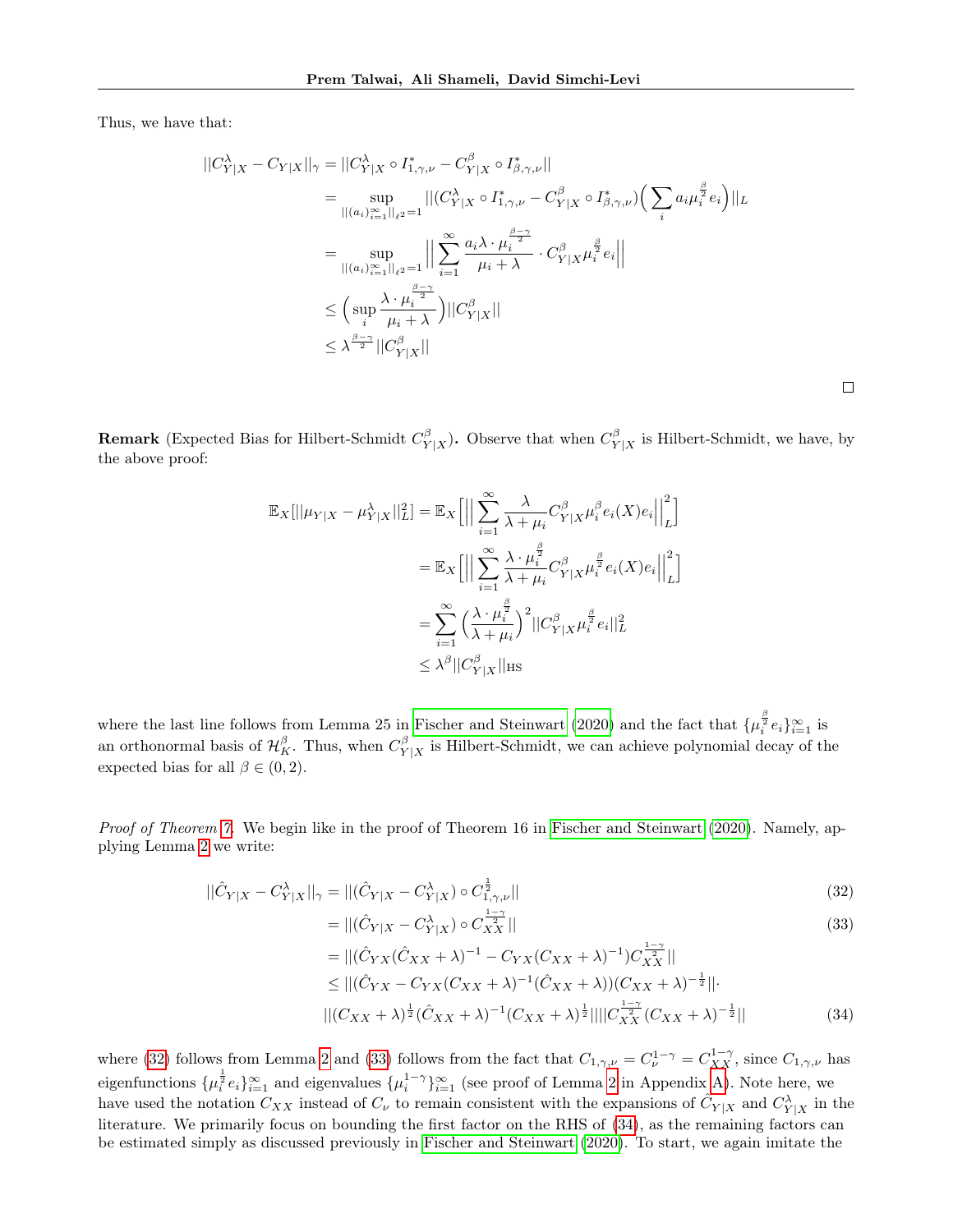Thus, we have that:

$$
\begin{aligned}
||C^{\lambda}_{Y|X} - C_{Y|X}||_{\gamma} &= ||C^{\lambda}_{Y|X} \circ I^{*}_{1,\gamma,\nu} - C^{\beta}_{Y|X} \circ I^{*}_{\beta,\gamma,\nu}|| \\
&= \sup_{||(a_i)_{i=1}^{\infty}||_{\ell^2}=1} ||(C^{\lambda}_{Y|X} \circ I^{*}_{1,\gamma,\nu} - C^{\beta}_{Y|X} \circ I^{*}_{\beta,\gamma,\nu})\Big(\sum_i a_i \mu_i^{\frac{\beta}{2}} e_i\Big)||_L \\
&= \sup_{||(a_i)_{i=1}^{\infty}||_{\ell^2}=1} \Big|\Big| \sum_{i=1}^{\infty} \frac{a_i \lambda \cdot \mu_i^{\frac{\beta-\gamma}{2}}}{\mu_i + \lambda} \cdot C^{\beta}_{Y|X} \mu_i^{\frac{\beta}{2}} e_i \Big|\Big| \\
&\leq \Big(\sup_i \frac{\lambda \cdot \mu_i^{\frac{\beta-\gamma}{2}}}{\mu_i + \lambda}\Big) ||C^{\beta}_{Y|X}|| \\
&\leq \lambda^{\frac{\beta-\gamma}{2}} ||C^{\beta}_{Y|X}||
\end{aligned}
$$

□

**Remark** (Expected Bias for Hilbert-Schmidt $C^{\beta}_{Y|X}$)**.** Observe that when $C^{\beta}_{Y|X}$ is Hilbert-Schmidt, we have, by the above proof:

$$
\begin{aligned}
\mathbb{E}_X[||\mu_{Y|X} - \mu^{\lambda}_{Y|X}||^2_L] &= \mathbb{E}_X\Big[\Big|\Big| \sum_{i=1}^{\infty} \frac{\lambda}{\lambda + \mu_i} C^{\beta}_{Y|X} \mu_i^{\beta} e_i(X) e_i \Big|\Big|^2_L\Big] \\
&= \mathbb{E}_X\Big[\Big|\Big| \sum_{i=1}^{\infty} \frac{\lambda \cdot \mu_i^{\frac{\beta}{2}}}{\lambda + \mu_i} C^{\beta}_{Y|X} \mu_i^{\frac{\beta}{2}} e_i(X) e_i \Big|\Big|^2_L\Big] \\
&= \sum_{i=1}^{\infty} \Big(\frac{\lambda \cdot \mu_i^{\frac{\beta}{2}}}{\lambda + \mu_i}\Big)^2 ||C^{\beta}_{Y|X} \mu_i^{\frac{\beta}{2}} e_i||^2_L \\
&\leq \lambda^{\beta} ||C^{\beta}_{Y|X}||_{\text{HS}}
\end{aligned}
$$

where the last line follows from Lemma 25 in Fischer and Steinwart (2020) and the fact that $\{\mu_i^{\frac{\beta}{2}} e_i\}_{i=1}^{\infty}$ is an orthonormal basis of $\mathcal{H}^{\beta}_K$. Thus, when $C^{\beta}_{Y|X}$ is Hilbert-Schmidt, we can achieve polynomial decay of the expected bias for all $\beta \in (0, 2)$.

*Proof of Theorem 7.* We begin like in the proof of Theorem 16 in Fischer and Steinwart (2020). Namely, applying Lemma 2 we write:

$$
\begin{aligned}
||\hat{C}_{Y|X} - C^{\lambda}_{Y|X}||_{\gamma} &= ||(\hat{C}_{Y|X} - C^{\lambda}_{Y|X}) \circ C^{\frac{1}{2}}_{1,\gamma,\nu}|| && (32) \\
&= ||(\hat{C}_{Y|X} - C^{\lambda}_{Y|X}) \circ C^{\frac{1-\gamma}{2}}_{XX}|| && (33) \\
&= ||(\hat{C}_{YX}(\hat{C}_{XX} + \lambda)^{-1} - C_{YX}(C_{XX} + \lambda)^{-1}) C^{\frac{1-\gamma}{2}}_{XX}|| \\
&\leq ||(\hat{C}_{YX} - C_{YX}(C_{XX} + \lambda)^{-1}(\hat{C}_{XX} + \lambda))(C_{XX} + \lambda)^{-\frac{1}{2}}|| \cdot \\
&\quad ||(C_{XX} + \lambda)^{\frac{1}{2}}(\hat{C}_{XX} + \lambda)^{-1}(C_{XX} + \lambda)^{\frac{1}{2}}|| ||C^{\frac{1-\gamma}{2}}_{XX}(C_{XX} + \lambda)^{-\frac{1}{2}}|| && (34)
\end{aligned}
$$

where (32) follows from Lemma 2 and (33) follows from the fact that $C_{1,\gamma,\nu} = C^{1-\gamma}_{\nu} = C^{1-\gamma}_{XX}$, since $C_{1,\gamma,\nu}$ has eigenfunctions $\{\mu_i^{\frac{1}{2}} e_i\}_{i=1}^{\infty}$ and eigenvalues $\{\mu_i^{1-\gamma}\}_{i=1}^{\infty}$ (see proof of Lemma 2 in Appendix A). Note here, we have used the notation $C_{XX}$ instead of $C_{\nu}$ to remain consistent with the expansions of $\hat{C}_{Y|X}$ and $C^{\lambda}_{Y|X}$ in the literature. We primarily focus on bounding the first factor on the RHS of (34), as the remaining factors can be estimated simply as discussed previously in Fischer and Steinwart (2020). To start, we again imitate the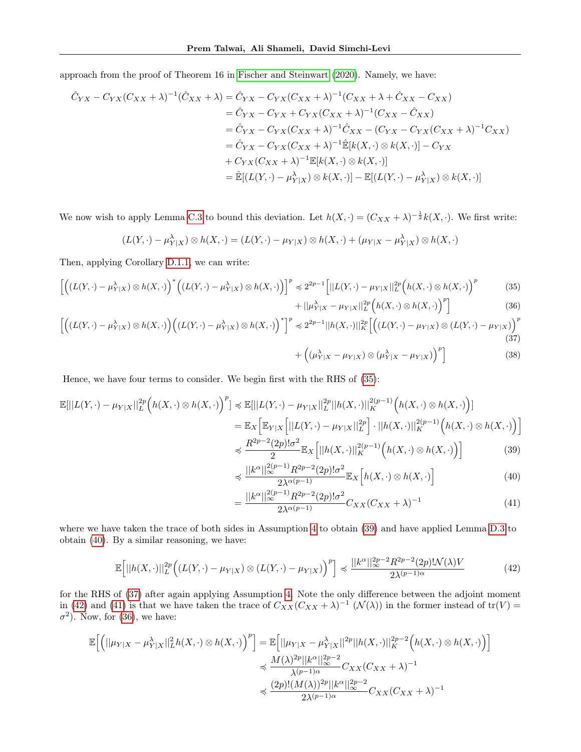approach from the proof of Theorem 16 in Fischer and Steinwart (2020). Namely, we have:

$$
\begin{aligned}
\hat{C}_{YX} - C_{YX}(C_{XX}+\lambda)^{-1}(\hat{C}_{XX}+\lambda) &= \hat{C}_{YX} - C_{YX}(C_{XX}+\lambda)^{-1}(C_{XX}+\lambda+\hat{C}_{XX}-C_{XX}) \\
&= \hat{C}_{YX} - C_{YX} + C_{YX}(C_{XX}+\lambda)^{-1}(C_{XX}-\hat{C}_{XX}) \\
&= \hat{C}_{YX} - C_{YX}(C_{XX}+\lambda)^{-1}\hat{C}_{XX} - (C_{YX} - C_{YX}(C_{XX}+\lambda)^{-1}C_{XX}) \\
&= \hat{C}_{YX} - C_{YX}(C_{XX}+\lambda)^{-1}\hat{\mathbb{E}}[k(X,\cdot)\otimes k(X,\cdot)] - C_{YX} \\
&\quad + C_{YX}(C_{XX}+\lambda)^{-1}\mathbb{E}[k(X,\cdot)\otimes k(X,\cdot)] \\
&= \hat{\mathbb{E}}[(L(Y,\cdot)-\mu^{\lambda}_{Y|X})\otimes k(X,\cdot)] - \mathbb{E}[(L(Y,\cdot)-\mu^{\lambda}_{Y|X})\otimes k(X,\cdot)]
\end{aligned}
$$

We now wish to apply Lemma C.3 to bound this deviation. Let $h(X,\cdot) = (C_{XX}+\lambda)^{-\frac{1}{2}}k(X,\cdot)$. We first write:

$$
(L(Y,\cdot)-\mu^{\lambda}_{Y|X})\otimes h(X,\cdot) = (L(Y,\cdot)-\mu_{Y|X})\otimes h(X,\cdot) + (\mu_{Y|X}-\mu^{\lambda}_{Y|X})\otimes h(X,\cdot)
$$

Then, applying Corollary D.1.1, we can write:

$$
\Big[\Big((L(Y,\cdot)-\mu^{\lambda}_{Y|X})\otimes h(X,\cdot)\Big)^*\Big((L(Y,\cdot)-\mu^{\lambda}_{Y|X})\otimes h(X,\cdot)\Big)\Big]^p \preccurlyeq 2^{2p-1}\Big[||L(Y,\cdot)-\mu_{Y|X}||_L^{2p}\Big(h(X,\cdot)\otimes h(X,\cdot)\Big)^p \tag{35}
$$

$$
+ ||\mu^{\lambda}_{Y|X}-\mu_{Y|X}||_L^{2p}\Big(h(X,\cdot)\otimes h(X,\cdot)\Big)^p\Big] \tag{36}
$$

$$
\Big[\Big((L(Y,\cdot)-\mu^{\lambda}_{Y|X})\otimes h(X,\cdot)\Big)\Big((L(Y,\cdot)-\mu^{\lambda}_{Y|X})\otimes h(X,\cdot)\Big)^*\Big]^p \preccurlyeq 2^{2p-1}||h(X,\cdot)||_K^{2p}\Big[\Big((L(Y,\cdot)-\mu_{Y|X})\otimes(L(Y,\cdot)-\mu_{Y|X})\Big)^p \tag{37}
$$

$$
+ \Big((\mu^{\lambda}_{Y|X}-\mu_{Y|X})\otimes(\mu^{\lambda}_{Y|X}-\mu_{Y|X})\Big)^p\Big] \tag{38}
$$

Hence, we have four terms to consider. We begin first with the RHS of (35):

$$
\begin{aligned}
\mathbb{E}[||L(Y,\cdot)-\mu_{Y|X}||_L^{2p}\Big(h(X,\cdot)\otimes h(X,\cdot)\Big)^p] &\preccurlyeq \mathbb{E}[||L(Y,\cdot)-\mu_{Y|X}||_L^{2p}||h(X,\cdot)||_K^{2(p-1)}\Big(h(X,\cdot)\otimes h(X,\cdot)\Big)] \\
&= \mathbb{E}_X\Big[\mathbb{E}_{Y|X}\Big[||L(Y,\cdot)-\mu_{Y|X}||_L^{2p}\Big]\cdot||h(X,\cdot)||_K^{2(p-1)}\Big(h(X,\cdot)\otimes h(X,\cdot)\Big)\Big] \\
&\preccurlyeq \frac{R^{2p-2}(2p)!\sigma^2}{2}\mathbb{E}_X\Big[||h(X,\cdot)||_K^{2(p-1)}\Big(h(X,\cdot)\otimes h(X,\cdot)\Big)\Big] \qquad (39) \\
&\preccurlyeq \frac{||k^\alpha||_\infty^{2(p-1)}R^{2p-2}(2p)!\sigma^2}{2\lambda^{\alpha(p-1)}}\mathbb{E}_X\Big[h(X,\cdot)\otimes h(X,\cdot)\Big] \qquad (40) \\
&= \frac{||k^\alpha||_\infty^{2(p-1)}R^{2p-2}(2p)!\sigma^2}{2\lambda^{\alpha(p-1)}}C_{XX}(C_{XX}+\lambda)^{-1} \qquad (41)
\end{aligned}
$$

where we have taken the trace of both sides in Assumption 4 to obtain (39) and have applied Lemma D.3 to obtain (40). By a similar reasoning, we have:

$$
\mathbb{E}\Big[||h(X,\cdot)||_L^{2p}\Big((L(Y,\cdot)-\mu_{Y|X})\otimes(L(Y,\cdot)-\mu_{Y|X})\Big)^p\Big] \preccurlyeq \frac{||k^\alpha||_\infty^{2p-2}R^{2p-2}(2p)!\mathcal{N}(\lambda)V}{2\lambda^{(p-1)\alpha}} \tag{42}
$$

for the RHS of (37) after again applying Assumption 4. Note the only difference between the adjoint moment in (42) and (41) is that we have taken the trace of $C_{XX}(C_{XX}+\lambda)^{-1}$ ($\mathcal{N}(\lambda)$) in the former instead of $\mathrm{tr}(V)=\sigma^2$). Now, for (36), we have:

$$
\begin{aligned}
\mathbb{E}\Big[\Big(||\mu_{Y|X}-\mu^{\lambda}_{Y|X}||_L^2 h(X,\cdot)\otimes h(X,\cdot)\Big)^p\Big] &= \mathbb{E}\Big[||\mu_{Y|X}-\mu^{\lambda}_{Y|X}||^{2p}||h(X,\cdot)||_K^{2p-2}\Big(h(X,\cdot)\otimes h(X,\cdot)\Big)\Big] \\
&\preccurlyeq \frac{M(\lambda)^{2p}||k^\alpha||_\infty^{2p-2}}{\lambda^{(p-1)\alpha}}C_{XX}(C_{XX}+\lambda)^{-1} \\
&\preccurlyeq \frac{(2p)!(M(\lambda))^{2p}||k^\alpha||_\infty^{2p-2}}{2\lambda^{(p-1)\alpha}}C_{XX}(C_{XX}+\lambda)^{-1}
\end{aligned}
$$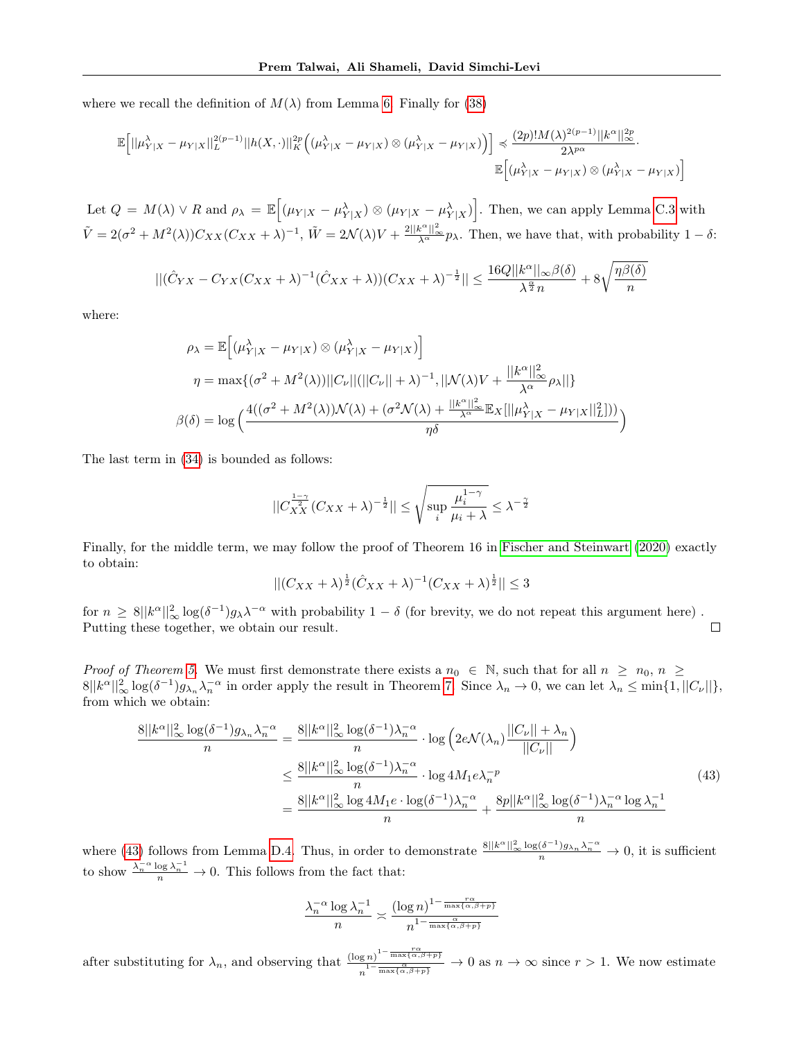where we recall the definition of $M(\lambda)$ from Lemma 6. Finally for (38)

$$\mathbb{E}\Big[||\mu^{\lambda}_{Y|X} - \mu_{Y|X}||_L^{2(p-1)}||h(X,\cdot)||_K^{2p}\Big((\mu^{\lambda}_{Y|X} - \mu_{Y|X}) \otimes (\mu^{\lambda}_{Y|X} - \mu_{Y|X})\Big)\Big] \preccurlyeq \frac{(2p)! M(\lambda)^{2(p-1)}||k^{\alpha}||_{\infty}^{2p}}{2\lambda^{p\alpha}} \cdot \mathbb{E}\Big[(\mu^{\lambda}_{Y|X} - \mu_{Y|X}) \otimes (\mu^{\lambda}_{Y|X} - \mu_{Y|X})\Big]$$

Let $Q = M(\lambda) \vee R$ and $\rho_\lambda = \mathbb{E}\Big[(\mu_{Y|X} - \mu^{\lambda}_{Y|X}) \otimes (\mu_{Y|X} - \mu^{\lambda}_{Y|X})\Big]$. Then, we can apply Lemma C.3 with $\tilde{V} = 2(\sigma^2 + M^2(\lambda))C_{XX}(C_{XX} + \lambda)^{-1}$, $\tilde{W} = 2\mathcal{N}(\lambda)V + \frac{2||k^{\alpha}||_{\infty}^2}{\lambda^{\alpha}}p_\lambda$. Then, we have that, with probability $1-\delta$:

$$||(\hat{C}_{YX} - C_{YX}(C_{XX} + \lambda)^{-1}(\hat{C}_{XX} + \lambda))(C_{XX} + \lambda)^{-\frac{1}{2}}|| \leq \frac{16Q||k^{\alpha}||_{\infty}\beta(\delta)}{\lambda^{\frac{\alpha}{2}}n} + 8\sqrt{\frac{\eta\beta(\delta)}{n}}$$

where:

$$\rho_\lambda = \mathbb{E}\Big[(\mu^{\lambda}_{Y|X} - \mu_{Y|X}) \otimes (\mu^{\lambda}_{Y|X} - \mu_{Y|X})\Big]$$

$$\eta = \max\{(\sigma^2 + M^2(\lambda))||C_\nu||(||C_\nu|| + \lambda)^{-1}, ||\mathcal{N}(\lambda)V + \frac{||k^{\alpha}||_{\infty}^2}{\lambda^{\alpha}}\rho_\lambda||\}$$

$$\beta(\delta) = \log\Big(\frac{4((\sigma^2 + M^2(\lambda))\mathcal{N}(\lambda) + (\sigma^2\mathcal{N}(\lambda) + \frac{||k^{\alpha}||_{\infty}^2}{\lambda^{\alpha}}\mathbb{E}_X[||\mu^{\lambda}_{Y|X} - \mu_{Y|X}||_L^2]))}{\eta\delta}\Big)$$

The last term in (34) is bounded as follows:

$$||C_{XX}^{\frac{1-\gamma}{2}}(C_{XX} + \lambda)^{-\frac{1}{2}}|| \leq \sqrt{\sup_i \frac{\mu_i^{1-\gamma}}{\mu_i + \lambda}} \leq \lambda^{-\frac{\gamma}{2}}$$

Finally, for the middle term, we may follow the proof of Theorem 16 in Fischer and Steinwart (2020) exactly to obtain:

$$||(C_{XX} + \lambda)^{\frac{1}{2}}(\hat{C}_{XX} + \lambda)^{-1}(C_{XX} + \lambda)^{\frac{1}{2}}|| \leq 3$$

for $n \geq 8||k^{\alpha}||_{\infty}^2 \log(\delta^{-1})g_\lambda\lambda^{-\alpha}$ with probability $1-\delta$ (for brevity, we do not repeat this argument here) . Putting these together, we obtain our result. ∎

*Proof of Theorem 5.* We must first demonstrate there exists a $n_0 \in \mathbb{N}$, such that for all $n \geq n_0$, $n \geq 8||k^{\alpha}||_{\infty}^2 \log(\delta^{-1})g_{\lambda_n}\lambda_n^{-\alpha}$ in order apply the result in Theorem 7. Since $\lambda_n \to 0$, we can let $\lambda_n \leq \min\{1, ||C_\nu||\}$, from which we obtain:

$$\begin{aligned}
\frac{8||k^{\alpha}||_{\infty}^2 \log(\delta^{-1})g_{\lambda_n}\lambda_n^{-\alpha}}{n} &= \frac{8||k^{\alpha}||_{\infty}^2 \log(\delta^{-1})\lambda_n^{-\alpha}}{n} \cdot \log\Big(2e\mathcal{N}(\lambda_n)\frac{||C_\nu|| + \lambda_n}{||C_\nu||}\Big) \\
&\leq \frac{8||k^{\alpha}||_{\infty}^2 \log(\delta^{-1})\lambda_n^{-\alpha}}{n} \cdot \log 4M_1 e\lambda_n^{-p} \qquad (43) \\
&= \frac{8||k^{\alpha}||_{\infty}^2 \log 4M_1 e \cdot \log(\delta^{-1})\lambda_n^{-\alpha}}{n} + \frac{8p||k^{\alpha}||_{\infty}^2 \log(\delta^{-1})\lambda_n^{-\alpha}\log\lambda_n^{-1}}{n}
\end{aligned}$$

where (43) follows from Lemma D.4. Thus, in order to demonstrate $\frac{8||k^{\alpha}||_{\infty}^2 \log(\delta^{-1})g_{\lambda_n}\lambda_n^{-\alpha}}{n} \to 0$, it is sufficient to show $\frac{\lambda_n^{-\alpha}\log\lambda_n^{-1}}{n} \to 0$. This follows from the fact that:

$$\frac{\lambda_n^{-\alpha}\log\lambda_n^{-1}}{n} \asymp \frac{(\log n)^{1-\frac{r\alpha}{\max\{\alpha,\beta+p\}}}}{n^{1-\frac{\alpha}{\max\{\alpha,\beta+p\}}}}$$

after substituting for $\lambda_n$, and observing that $\frac{(\log n)^{1-\frac{r\alpha}{\max\{\alpha,\beta+p\}}}}{n^{1-\frac{\alpha}{\max\{\alpha,\beta+p\}}}} \to 0$ as $n \to \infty$ since $r > 1$. We now estimate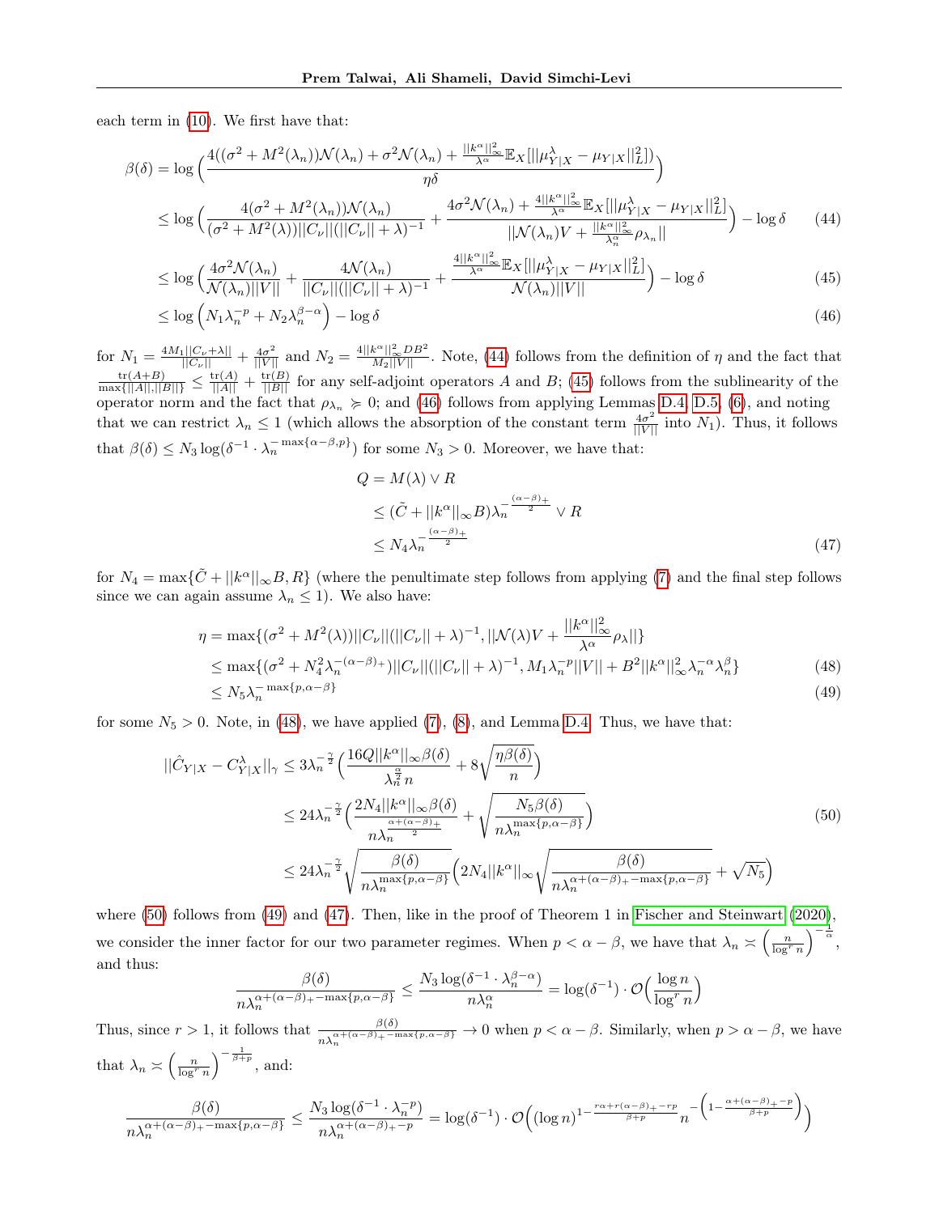each term in (10). We first have that:

$$
\begin{aligned}
\beta(\delta) &= \log\Big(\frac{4((\sigma^2+M^2(\lambda_n))\mathcal{N}(\lambda_n)+\sigma^2\mathcal{N}(\lambda_n)+\frac{||k^\alpha||_\infty^2}{\lambda^\alpha}\mathbb{E}_X[||\mu^\lambda_{Y|X}-\mu_{Y|X}||_L^2])}{\eta\delta}\Big) \\
&\leq \log\Big(\frac{4(\sigma^2+M^2(\lambda_n))\mathcal{N}(\lambda_n)}{(\sigma^2+M^2(\lambda))||C_\nu||(||C_\nu||+\lambda)^{-1}}+\frac{4\sigma^2\mathcal{N}(\lambda_n)+\frac{4||k^\alpha||_\infty^2}{\lambda^\alpha}\mathbb{E}_X[||\mu^\lambda_{Y|X}-\mu_{Y|X}||_L^2]}{||\mathcal{N}(\lambda_n)V+\frac{||k^\alpha||_\infty^2}{\lambda_n^\alpha}\rho_{\lambda_n}||}\Big)-\log\delta \qquad (44)\\
&\leq \log\Big(\frac{4\sigma^2\mathcal{N}(\lambda_n)}{\mathcal{N}(\lambda_n)||V||}+\frac{4\mathcal{N}(\lambda_n)}{||C_\nu||(||C_\nu||+\lambda)^{-1}}+\frac{\frac{4||k^\alpha||_\infty^2}{\lambda^\alpha}\mathbb{E}_X[||\mu^\lambda_{Y|X}-\mu_{Y|X}||_L^2]}{\mathcal{N}(\lambda_n)||V||}\Big)-\log\delta \qquad (45)\\
&\leq \log\Big(N_1\lambda_n^{-p}+N_2\lambda_n^{\beta-\alpha}\Big)-\log\delta \qquad (46)
\end{aligned}
$$

for $N_1 = \frac{4M_1||C_\nu+\lambda||}{||C_\nu||}+\frac{4\sigma^2}{||V||}$ and $N_2 = \frac{4||k^\alpha||_\infty^2 DB^2}{M_2||V||}$. Note, (44) follows from the definition of $\eta$ and the fact that $\frac{\text{tr}(A+B)}{\max\{||A||,||B||\}} \leq \frac{\text{tr}(A)}{||A||}+\frac{\text{tr}(B)}{||B||}$ for any self-adjoint operators $A$ and $B$; (45) follows from the sublinearity of the operator norm and the fact that $\rho_{\lambda_n} \succcurlyeq 0$; and (46) follows from applying Lemmas D.4, D.5, (6), and noting that we can restrict $\lambda_n \leq 1$ (which allows the absorption of the constant term $\frac{4\sigma^2}{||V||}$ into $N_1$). Thus, it follows that $\beta(\delta) \leq N_3\log(\delta^{-1}\cdot\lambda_n^{-\max\{\alpha-\beta,p\}})$ for some $N_3 > 0$. Moreover, we have that:

$$
\begin{aligned}
Q &= M(\lambda)\vee R \\
&\leq (\tilde{C}+||k^\alpha||_\infty B)\lambda_n^{-\frac{(\alpha-\beta)_+}{2}}\vee R \\
&\leq N_4\lambda_n^{-\frac{(\alpha-\beta)_+}{2}} \qquad (47)
\end{aligned}
$$

for $N_4 = \max\{\tilde{C}+||k^\alpha||_\infty B, R\}$ (where the penultimate step follows from applying (7) and the final step follows since we can again assume $\lambda_n \leq 1$). We also have:

$$
\begin{aligned}
\eta &= \max\{(\sigma^2+M^2(\lambda))||C_\nu||(||C_\nu||+\lambda)^{-1}, ||\mathcal{N}(\lambda)V+\frac{||k^\alpha||_\infty^2}{\lambda^\alpha}\rho_\lambda||\} \\
&\leq \max\{(\sigma^2+N_4^2\lambda_n^{-(\alpha-\beta)_+})||C_\nu||(||C_\nu||+\lambda)^{-1}, M_1\lambda_n^{-p}||V||+B^2||k^\alpha||_\infty^2\lambda_n^{-\alpha}\lambda_n^\beta\} \qquad (48)\\
&\leq N_5\lambda_n^{-\max\{p,\alpha-\beta\}} \qquad (49)
\end{aligned}
$$

for some $N_5 > 0$. Note, in (48), we have applied (7), (8), and Lemma D.4. Thus, we have that:

$$
\begin{aligned}
||\hat{C}_{Y|X}-C^\lambda_{Y|X}||_\gamma &\leq 3\lambda_n^{-\frac{\gamma}{2}}\Big(\frac{16Q||k^\alpha||_\infty\beta(\delta)}{\lambda_n^{\frac{\alpha}{2}}n}+8\sqrt{\frac{\eta\beta(\delta)}{n}}\Big) \\
&\leq 24\lambda_n^{-\frac{\gamma}{2}}\Big(\frac{2N_4||k^\alpha||_\infty\beta(\delta)}{n\lambda_n^{\frac{\alpha+(\alpha-\beta)_+}{2}}}+\sqrt{\frac{N_5\beta(\delta)}{n\lambda_n^{\max\{p,\alpha-\beta\}}}}\Big) \qquad (50)\\
&\leq 24\lambda_n^{-\frac{\gamma}{2}}\sqrt{\frac{\beta(\delta)}{n\lambda_n^{\max\{p,\alpha-\beta\}}}}\Big(2N_4||k^\alpha||_\infty\sqrt{\frac{\beta(\delta)}{n\lambda_n^{\alpha+(\alpha-\beta)_+-\max\{p,\alpha-\beta\}}}}+\sqrt{N_5}\Big)
\end{aligned}
$$

where (50) follows from (49) and (47). Then, like in the proof of Theorem 1 in Fischer and Steinwart (2020), we consider the inner factor for our two parameter regimes. When $p < \alpha-\beta$, we have that $\lambda_n \asymp \left(\frac{n}{\log^r n}\right)^{-\frac{1}{\alpha}}$, and thus:

$$
\frac{\beta(\delta)}{n\lambda_n^{\alpha+(\alpha-\beta)_+-\max\{p,\alpha-\beta\}}} \leq \frac{N_3\log(\delta^{-1}\cdot\lambda_n^{\beta-\alpha})}{n\lambda_n^\alpha} = \log(\delta^{-1})\cdot\mathcal{O}\Big(\frac{\log n}{\log^r n}\Big)
$$

Thus, since $r > 1$, it follows that $\frac{\beta(\delta)}{n\lambda_n^{\alpha+(\alpha-\beta)_+-\max\{p,\alpha-\beta\}}} \to 0$ when $p < \alpha-\beta$. Similarly, when $p > \alpha-\beta$, we have that $\lambda_n \asymp \left(\frac{n}{\log^r n}\right)^{-\frac{1}{\beta+p}}$, and:

$$
\frac{\beta(\delta)}{n\lambda_n^{\alpha+(\alpha-\beta)_+-\max\{p,\alpha-\beta\}}} \leq \frac{N_3\log(\delta^{-1}\cdot\lambda_n^{-p})}{n\lambda_n^{\alpha+(\alpha-\beta)_+-p}} = \log(\delta^{-1})\cdot\mathcal{O}\Big((\log n)^{1-\frac{r\alpha+r(\alpha-\beta)_+-rp}{\beta+p}}n^{-\left(1-\frac{\alpha+(\alpha-\beta)_+-p}{\beta+p}\right)}\Big)
$$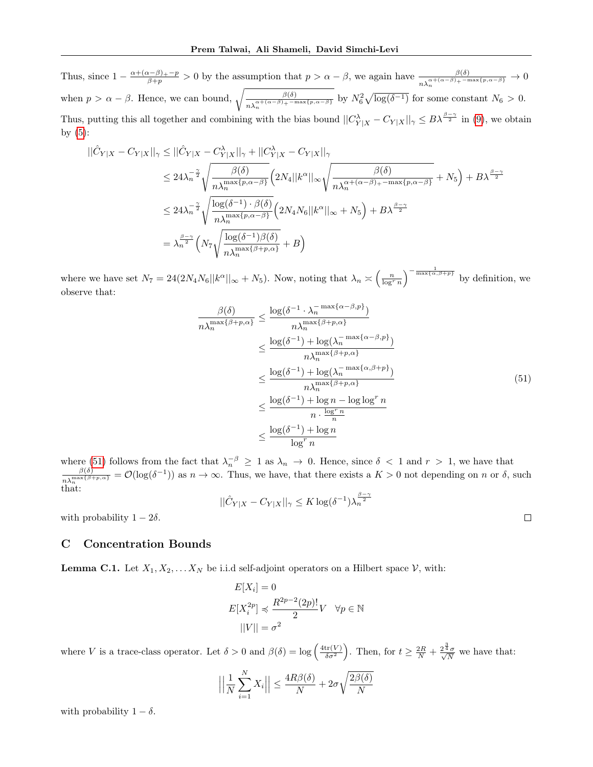Thus, since $1 - \frac{\alpha+(\alpha-\beta)_+ - p}{\beta+p} > 0$ by the assumption that $p > \alpha - \beta$, we again have $\frac{\beta(\delta)}{n\lambda_n^{\alpha+(\alpha-\beta)_+ - \max\{p,\alpha-\beta\}}} \to 0$ when $p > \alpha - \beta$. Hence, we can bound, $\sqrt{\frac{\beta(\delta)}{n\lambda_n^{\alpha+(\alpha-\beta)_+ - \max\{p,\alpha-\beta\}}}}$ by $N_6^2\sqrt{\log(\delta^{-1})}$ for some constant $N_6 > 0$. Thus, putting this all together and combining with the bias bound $||C_{Y|X}^\lambda - C_{Y|X}||_\gamma \le B\lambda^{\frac{\beta-\gamma}{2}}$ in (9), we obtain by (5):

$$
\begin{aligned}
||\hat{C}_{Y|X} - C_{Y|X}||_\gamma &\le ||\hat{C}_{Y|X} - C_{Y|X}^\lambda||_\gamma + ||C_{Y|X}^\lambda - C_{Y|X}||_\gamma \\
&\le 24\lambda_n^{-\frac{\gamma}{2}}\sqrt{\frac{\beta(\delta)}{n\lambda_n^{\max\{p,\alpha-\beta\}}}}\Big(2N_4||k^\alpha||_\infty\sqrt{\frac{\beta(\delta)}{n\lambda_n^{\alpha+(\alpha-\beta)_+ - \max\{p,\alpha-\beta\}}}} + N_5\Big) + B\lambda^{\frac{\beta-\gamma}{2}} \\
&\le 24\lambda_n^{-\frac{\gamma}{2}}\sqrt{\frac{\log(\delta^{-1})\cdot\beta(\delta)}{n\lambda_n^{\max\{p,\alpha-\beta\}}}}\Big(2N_4N_6||k^\alpha||_\infty + N_5\Big) + B\lambda^{\frac{\beta-\gamma}{2}} \\
&= \lambda_n^{\frac{\beta-\gamma}{2}}\Big(N_7\sqrt{\frac{\log(\delta^{-1})\beta(\delta)}{n\lambda_n^{\max\{\beta+p,\alpha\}}}} + B\Big)
\end{aligned}
$$

where we have set $N_7 = 24(2N_4N_6||k^\alpha||_\infty + N_5)$. Now, noting that $\lambda_n \asymp \left(\frac{n}{\log^r n}\right)^{-\frac{1}{\max\{\alpha,\beta+p\}}}$ by definition, we observe that:

$$
\begin{aligned}
\frac{\beta(\delta)}{n\lambda_n^{\max\{\beta+p,\alpha\}}} &\le \frac{\log(\delta^{-1}\cdot\lambda_n^{-\max\{\alpha-\beta,p\}})}{n\lambda_n^{\max\{\beta+p,\alpha\}}} \\
&\le \frac{\log(\delta^{-1}) + \log(\lambda_n^{-\max\{\alpha-\beta,p\}})}{n\lambda_n^{\max\{\beta+p,\alpha\}}} \\
&\le \frac{\log(\delta^{-1}) + \log(\lambda_n^{-\max\{\alpha,\beta+p\}})}{n\lambda_n^{\max\{\beta+p,\alpha\}}} \qquad (51)\\
&\le \frac{\log(\delta^{-1}) + \log n - \log\log^r n}{n\cdot\frac{\log^r n}{n}} \\
&\le \frac{\log(\delta^{-1}) + \log n}{\log^r n}
\end{aligned}
$$

where (51) follows from the fact that $\lambda_n^{-\beta} \ge 1$ as $\lambda_n \to 0$. Hence, since $\delta < 1$ and $r > 1$, we have that $\frac{\beta(\delta)}{n\lambda_n^{\max\{\beta+p,\alpha\}}} = \mathcal{O}(\log(\delta^{-1}))$ as $n \to \infty$. Thus, we have, that there exists a $K > 0$ not depending on $n$ or $\delta$, such that:

$$
||\hat{C}_{Y|X} - C_{Y|X}||_\gamma \le K\log(\delta^{-1})\lambda_n^{\frac{\beta-\gamma}{2}}
$$

with probability $1 - 2\delta$. □

# C Concentration Bounds

**Lemma C.1.** Let $X_1, X_2, \dots X_N$ be i.i.d self-adjoint operators on a Hilbert space $\mathcal{V}$, with:

$$
\begin{aligned}
E[X_i] &= 0 \\
E[X_i^{2p}] &\preccurlyeq \frac{R^{2p-2}(2p)!}{2}V \quad \forall p \in \mathbb{N} \\
||V|| &= \sigma^2
\end{aligned}
$$

where $V$ is a trace-class operator. Let $\delta > 0$ and $\beta(\delta) = \log\left(\frac{4\text{tr}(V)}{\delta\sigma^2}\right)$. Then, for $t \ge \frac{2R}{N} + \frac{2^{\frac{3}{4}}\sigma}{\sqrt{N}}$ we have that:

$$
\Big|\Big|\frac{1}{N}\sum_{i=1}^N X_i\Big|\Big| \le \frac{4R\beta(\delta)}{N} + 2\sigma\sqrt{\frac{2\beta(\delta)}{N}}
$$

with probability $1 - \delta$.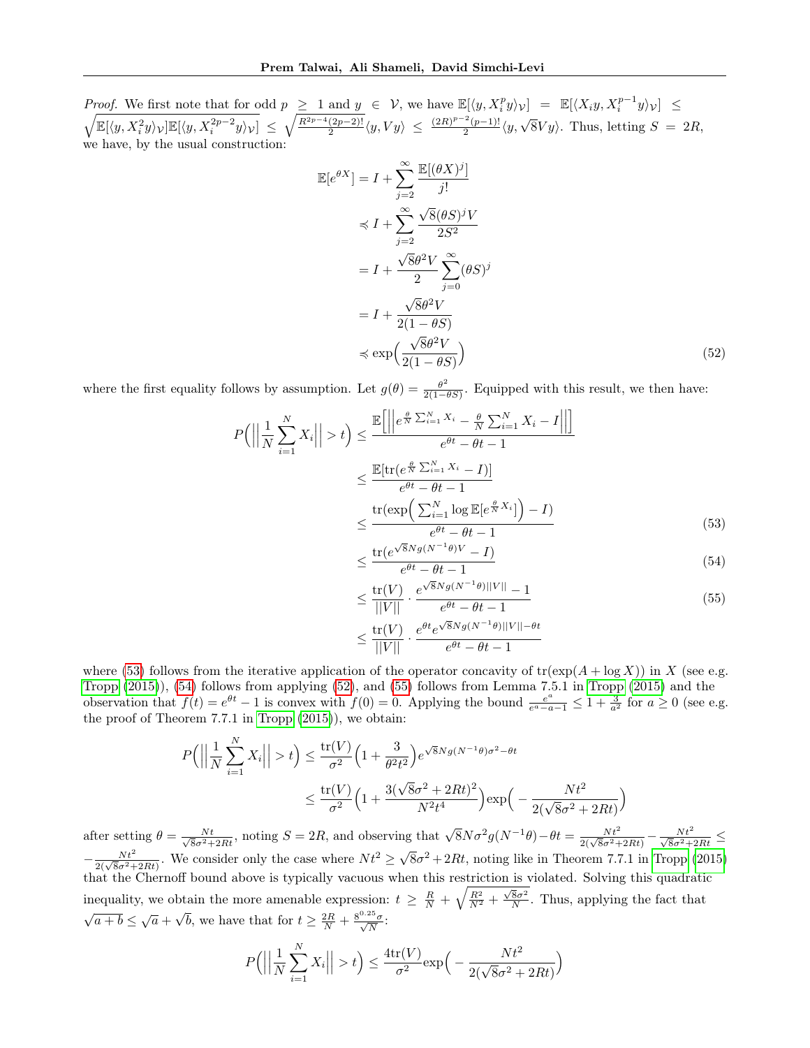*Proof.* We first note that for odd $p \geq 1$ and $y \in \mathcal{V}$, we have $\mathbb{E}[\langle y, X_i^p y\rangle_{\mathcal{V}}] = \mathbb{E}[\langle X_i y, X_i^{p-1} y\rangle_{\mathcal{V}}] \leq \sqrt{\mathbb{E}[\langle y, X_i^2 y\rangle_{\mathcal{V}}]\mathbb{E}[\langle y, X_i^{2p-2} y\rangle_{\mathcal{V}}]} \leq \sqrt{\frac{R^{2p-4}(2p-2)!}{2}}\langle y, Vy\rangle \leq \frac{(2R)^{p-2}(p-1)!}{2}\langle y, \sqrt{8}Vy\rangle$. Thus, letting $S = 2R$, we have, by the usual construction:

$$
\begin{aligned}
\mathbb{E}[e^{\theta X}] &= I + \sum_{j=2}^{\infty} \frac{\mathbb{E}[(\theta X)^j]}{j!} \\
&\preccurlyeq I + \sum_{j=2}^{\infty} \frac{\sqrt{8}(\theta S)^j V}{2S^2} \\
&= I + \frac{\sqrt{8}\theta^2 V}{2} \sum_{j=0}^{\infty} (\theta S)^j \\
&= I + \frac{\sqrt{8}\theta^2 V}{2(1-\theta S)} \\
&\preccurlyeq \exp\Big(\frac{\sqrt{8}\theta^2 V}{2(1-\theta S)}\Big) \qquad (52)
\end{aligned}
$$

where the first equality follows by assumption. Let $g(\theta) = \frac{\theta^2}{2(1-\theta S)}$. Equipped with this result, we then have:

$$
\begin{aligned}
P\Big(\Big|\Big|\frac{1}{N}\sum_{i=1}^{N} X_i\Big|\Big| > t\Big) &\leq \frac{\mathbb{E}\Big[\Big|\Big|e^{\frac{\theta}{N}\sum_{i=1}^{N} X_i} - \frac{\theta}{N}\sum_{i=1}^{N} X_i - I\Big|\Big|\Big]}{e^{\theta t} - \theta t - 1} \\
&\leq \frac{\mathbb{E}[\mathrm{tr}(e^{\frac{\theta}{N}\sum_{i=1}^{N} X_i} - I)]}{e^{\theta t} - \theta t - 1} \\
&\leq \frac{\mathrm{tr}(\exp\Big(\sum_{i=1}^{N} \log \mathbb{E}[e^{\frac{\theta}{N} X_i}]\Big) - I)}{e^{\theta t} - \theta t - 1} \qquad (53) \\
&\leq \frac{\mathrm{tr}(e^{\sqrt{8}Ng(N^{-1}\theta)V} - I)}{e^{\theta t} - \theta t - 1} \qquad (54) \\
&\leq \frac{\mathrm{tr}(V)}{||V||} \cdot \frac{e^{\sqrt{8}Ng(N^{-1}\theta)||V||} - 1}{e^{\theta t} - \theta t - 1} \qquad (55) \\
&\leq \frac{\mathrm{tr}(V)}{||V||} \cdot \frac{e^{\theta t} e^{\sqrt{8}Ng(N^{-1}\theta)||V|| - \theta t}}{e^{\theta t} - \theta t - 1}
\end{aligned}
$$

where (53) follows from the iterative application of the operator concavity of $\mathrm{tr}(\exp(A + \log X))$ in $X$ (see e.g. Tropp (2015)), (54) follows from applying (52), and (55) follows from Lemma 7.5.1 in Tropp (2015) and the observation that $f(t) = e^{\theta t} - 1$ is convex with $f(0) = 0$. Applying the bound $\frac{e^a}{e^a - a - 1} \leq 1 + \frac{3}{a^2}$ for $a \geq 0$ (see e.g. the proof of Theorem 7.7.1 in Tropp (2015)), we obtain:

$$
\begin{aligned}
P\Big(\Big|\Big|\frac{1}{N}\sum_{i=1}^{N} X_i\Big|\Big| > t\Big) &\leq \frac{\mathrm{tr}(V)}{\sigma^2}\Big(1 + \frac{3}{\theta^2 t^2}\Big) e^{\sqrt{8}Ng(N^{-1}\theta)\sigma^2 - \theta t} \\
&\leq \frac{\mathrm{tr}(V)}{\sigma^2}\Big(1 + \frac{3(\sqrt{8}\sigma^2 + 2Rt)^2}{N^2 t^4}\Big)\exp\Big(-\frac{Nt^2}{2(\sqrt{8}\sigma^2 + 2Rt)}\Big)
\end{aligned}
$$

after setting $\theta = \frac{Nt}{\sqrt{8}\sigma^2 + 2Rt}$, noting $S = 2R$, and observing that $\sqrt{8}N\sigma^2 g(N^{-1}\theta) - \theta t = \frac{Nt^2}{2(\sqrt{8}\sigma^2 + 2Rt)} - \frac{Nt^2}{\sqrt{8}\sigma^2 + 2Rt} \leq -\frac{Nt^2}{2(\sqrt{8}\sigma^2 + 2Rt)}$. We consider only the case where $Nt^2 \geq \sqrt{8}\sigma^2 + 2Rt$, noting like in Theorem 7.7.1 in Tropp (2015) that the Chernoff bound above is typically vacuous when this restriction is violated. Solving this quadratic inequality, we obtain the more amenable expression: $t \geq \frac{R}{N} + \sqrt{\frac{R^2}{N^2} + \frac{\sqrt{8}\sigma^2}{N}}$. Thus, applying the fact that $\sqrt{a+b} \leq \sqrt{a} + \sqrt{b}$, we have that for $t \geq \frac{2R}{N} + \frac{8^{0.25}\sigma}{\sqrt{N}}$:

$$
P\Big(\Big|\Big|\frac{1}{N}\sum_{i=1}^{N} X_i\Big|\Big| > t\Big) \leq \frac{4\mathrm{tr}(V)}{\sigma^2}\exp\Big(-\frac{Nt^2}{2(\sqrt{8}\sigma^2 + 2Rt)}\Big)
$$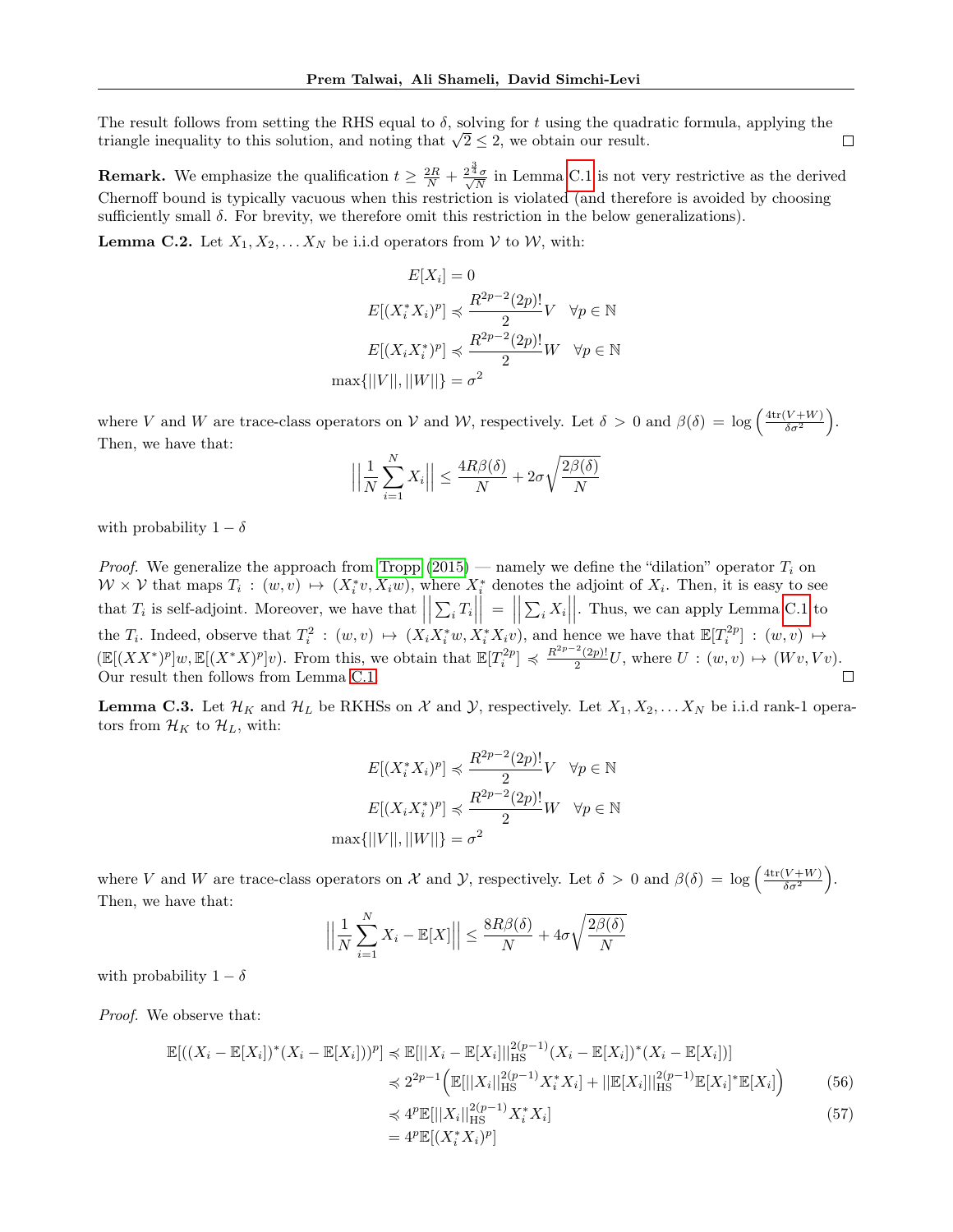The result follows from setting the RHS equal to $\delta$, solving for $t$ using the quadratic formula, applying the triangle inequality to this solution, and noting that $\sqrt{2} \leq 2$, we obtain our result. ◻

**Remark.** We emphasize the qualification $t \geq \frac{2R}{N} + \frac{2^{\frac{3}{4}}\sigma}{\sqrt{N}}$ in Lemma C.1 is not very restrictive as the derived Chernoff bound is typically vacuous when this restriction is violated (and therefore is avoided by choosing sufficiently small $\delta$. For brevity, we therefore omit this restriction in the below generalizations).

**Lemma C.2.** Let $X_1, X_2, \ldots X_N$ be i.i.d operators from $\mathcal{V}$ to $\mathcal{W}$, with:

$$
\begin{aligned}
E[X_i] &= 0 \\
E[(X_i^* X_i)^p] &\preccurlyeq \frac{R^{2p-2}(2p)!}{2} V \quad \forall p \in \mathbb{N} \\
E[(X_i X_i^*)^p] &\preccurlyeq \frac{R^{2p-2}(2p)!}{2} W \quad \forall p \in \mathbb{N} \\
\max\{||V||, ||W||\} &= \sigma^2
\end{aligned}
$$

where $V$ and $W$ are trace-class operators on $\mathcal{V}$ and $\mathcal{W}$, respectively. Let $\delta > 0$ and $\beta(\delta) = \log\left(\frac{4\text{tr}(V+W)}{\delta\sigma^2}\right)$. Then, we have that:

$$
\Big|\Big|\frac{1}{N}\sum_{i=1}^{N} X_i\Big|\Big| \leq \frac{4R\beta(\delta)}{N} + 2\sigma\sqrt{\frac{2\beta(\delta)}{N}}
$$

with probability $1-\delta$

*Proof.* We generalize the approach from Tropp (2015) — namely we define the "dilation" operator $T_i$ on $\mathcal{W} \times \mathcal{V}$ that maps $T_i : (w, v) \mapsto (X_i^* v, X_i w)$, where $X_i^*$ denotes the adjoint of $X_i$. Then, it is easy to see that $T_i$ is self-adjoint. Moreover, we have that $\Big|\Big|\sum_i T_i\Big|\Big| = \Big|\Big|\sum_i X_i\Big|\Big|$. Thus, we can apply Lemma C.1 to the $T_i$. Indeed, observe that $T_i^2 : (w, v) \mapsto (X_i X_i^* w, X_i^* X_i v)$, and hence we have that $\mathbb{E}[T_i^{2p}] : (w, v) \mapsto (\mathbb{E}[(XX^*)^p]w, \mathbb{E}[(X^*X)^p]v)$. From this, we obtain that $\mathbb{E}[T_i^{2p}] \preccurlyeq \frac{R^{2p-2}(2p)!}{2} U$, where $U : (w, v) \mapsto (Wv, Vv)$. Our result then follows from Lemma C.1. ◻

**Lemma C.3.** Let $\mathcal{H}_K$ and $\mathcal{H}_L$ be RKHSs on $\mathcal{X}$ and $\mathcal{Y}$, respectively. Let $X_1, X_2, \ldots X_N$ be i.i.d rank-1 operators from $\mathcal{H}_K$ to $\mathcal{H}_L$, with:

$$
\begin{aligned}
E[(X_i^* X_i)^p] &\preccurlyeq \frac{R^{2p-2}(2p)!}{2} V \quad \forall p \in \mathbb{N} \\
E[(X_i X_i^*)^p] &\preccurlyeq \frac{R^{2p-2}(2p)!}{2} W \quad \forall p \in \mathbb{N} \\
\max\{||V||, ||W||\} &= \sigma^2
\end{aligned}
$$

where $V$ and $W$ are trace-class operators on $\mathcal{X}$ and $\mathcal{Y}$, respectively. Let $\delta > 0$ and $\beta(\delta) = \log\left(\frac{4\text{tr}(V+W)}{\delta\sigma^2}\right)$. Then, we have that:

$$
\Big|\Big|\frac{1}{N}\sum_{i=1}^{N} X_i - \mathbb{E}[X]\Big|\Big| \leq \frac{8R\beta(\delta)}{N} + 4\sigma\sqrt{\frac{2\beta(\delta)}{N}}
$$

with probability $1-\delta$

*Proof.* We observe that:

$$
\begin{aligned}
\mathbb{E}[((X_i - \mathbb{E}[X_i])^*(X_i - \mathbb{E}[X_i]))^p] &\preccurlyeq \mathbb{E}[||X_i - \mathbb{E}[X_i]||_{\text{HS}}^{2(p-1)}(X_i - \mathbb{E}[X_i])^*(X_i - \mathbb{E}[X_i])] \\
&\preccurlyeq 2^{2p-1}\Big(\mathbb{E}[||X_i||_{\text{HS}}^{2(p-1)} X_i^* X_i] + ||\mathbb{E}[X_i]||_{\text{HS}}^{2(p-1)}\mathbb{E}[X_i]^*\mathbb{E}[X_i]\Big) \qquad (56) \\
&\preccurlyeq 4^p \mathbb{E}[||X_i||_{\text{HS}}^{2(p-1)} X_i^* X_i] \qquad (57) \\
&= 4^p \mathbb{E}[(X_i^* X_i)^p]
\end{aligned}
$$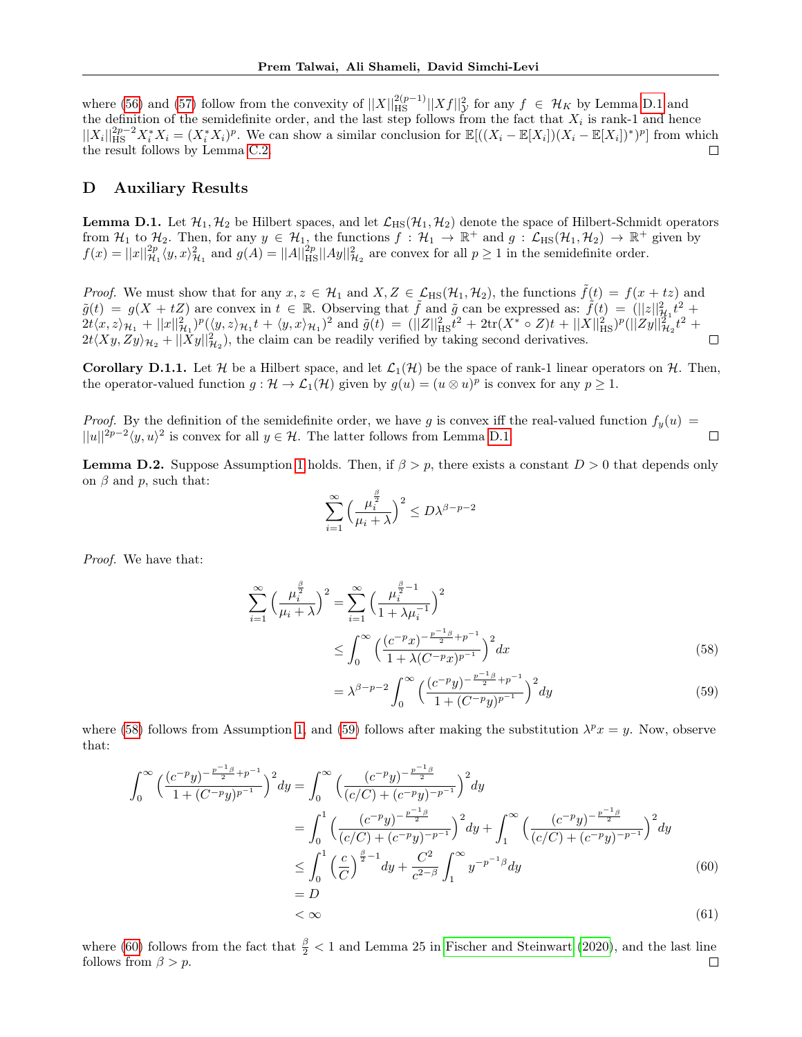where (56) and (57) follow from the convexity of $||X||_{\text{HS}}^{2(p-1)}||Xf||_{\mathcal{Y}}^2$ for any $f \in \mathcal{H}_K$ by Lemma D.1 and the definition of the semidefinite order, and the last step follows from the fact that $X_i$ is rank-1 and hence $||X_i||_{\text{HS}}^{2p-2}X_i^*X_i = (X_i^*X_i)^p$. We can show a similar conclusion for $\mathbb{E}[((X_i - \mathbb{E}[X_i])(X_i - \mathbb{E}[X_i])^*)^p]$ from which the result follows by Lemma C.2. □

## D Auxiliary Results

**Lemma D.1.** Let $\mathcal{H}_1, \mathcal{H}_2$ be Hilbert spaces, and let $\mathcal{L}_{\text{HS}}(\mathcal{H}_1, \mathcal{H}_2)$ denote the space of Hilbert-Schmidt operators from $\mathcal{H}_1$ to $\mathcal{H}_2$. Then, for any $y \in \mathcal{H}_1$, the functions $f : \mathcal{H}_1 \to \mathbb{R}^+$ and $g : \mathcal{L}_{\text{HS}}(\mathcal{H}_1, \mathcal{H}_2) \to \mathbb{R}^+$ given by $f(x) = ||x||_{\mathcal{H}_1}^{2p}\langle y, x\rangle_{\mathcal{H}_1}^2$ and $g(A) = ||A||_{\text{HS}}^{2p}||Ay||_{\mathcal{H}_2}^2$ are convex for all $p \geq 1$ in the semidefinite order.

*Proof.* We must show that for any $x, z \in \mathcal{H}_1$ and $X, Z \in \mathcal{L}_{\text{HS}}(\mathcal{H}_1, \mathcal{H}_2)$, the functions $\tilde{f}(t) = f(x + tz)$ and $\tilde{g}(t) = g(X + tZ)$ are convex in $t \in \mathbb{R}$. Observing that $\tilde{f}$ and $\tilde{g}$ can be expressed as: $\tilde{f}(t) = (||z||_{\mathcal{H}_1}^2 t^2 + 2t\langle x, z\rangle_{\mathcal{H}_1} + ||x||_{\mathcal{H}_1}^2)^p(\langle y, z\rangle_{\mathcal{H}_1} t + \langle y, x\rangle_{\mathcal{H}_1})^2$ and $\tilde{g}(t) = (||Z||_{\text{HS}}^2 t^2 + 2\text{tr}(X^* \circ Z)t + ||X||_{\text{HS}}^2)^p(||Zy||_{\mathcal{H}_2}^2 t^2 + 2t\langle Xy, Zy\rangle_{\mathcal{H}_2} + ||Xy||_{\mathcal{H}_2}^2)$, the claim can be readily verified by taking second derivatives. □

**Corollary D.1.1.** Let $\mathcal{H}$ be a Hilbert space, and let $\mathcal{L}_1(\mathcal{H})$ be the space of rank-1 linear operators on $\mathcal{H}$. Then, the operator-valued function $g : \mathcal{H} \to \mathcal{L}_1(\mathcal{H})$ given by $g(u) = (u \otimes u)^p$ is convex for any $p \geq 1$.

*Proof.* By the definition of the semidefinite order, we have $g$ is convex iff the real-valued function $f_y(u) = ||u||^{2p-2}\langle y, u\rangle^2$ is convex for all $y \in \mathcal{H}$. The latter follows from Lemma D.1. □

**Lemma D.2.** Suppose Assumption 1 holds. Then, if $\beta > p$, there exists a constant $D > 0$ that depends only on $\beta$ and $p$, such that:

$$\sum_{i=1}^{\infty}\Big(\frac{\mu_i^{\frac{\beta}{2}}}{\mu_i + \lambda}\Big)^2 \leq D\lambda^{\beta-p-2}$$

*Proof.* We have that:

$$\begin{aligned}
\sum_{i=1}^{\infty}\Big(\frac{\mu_i^{\frac{\beta}{2}}}{\mu_i + \lambda}\Big)^2 &= \sum_{i=1}^{\infty}\Big(\frac{\mu_i^{\frac{\beta}{2}-1}}{1 + \lambda\mu_i^{-1}}\Big)^2 \\
&\leq \int_0^{\infty}\Big(\frac{(c^{-p}x)^{-\frac{p^{-1}\beta}{2}+p^{-1}}}{1 + \lambda(C^{-p}x)^{p^{-1}}}\Big)^2 dx \qquad (58)\\
&= \lambda^{\beta-p-2}\int_0^{\infty}\Big(\frac{(c^{-p}y)^{-\frac{p^{-1}\beta}{2}+p^{-1}}}{1 + (C^{-p}y)^{p^{-1}}}\Big)^2 dy \qquad (59)
\end{aligned}$$

where (58) follows from Assumption 1, and (59) follows after making the substitution $\lambda^p x = y$. Now, observe that:

$$\begin{aligned}
\int_0^{\infty}\Big(\frac{(c^{-p}y)^{-\frac{p^{-1}\beta}{2}+p^{-1}}}{1 + (C^{-p}y)^{p^{-1}}}\Big)^2 dy &= \int_0^{\infty}\Big(\frac{(c^{-p}y)^{-\frac{p^{-1}\beta}{2}}}{(c/C) + (c^{-p}y)^{-p^{-1}}}\Big)^2 dy \\
&= \int_0^{1}\Big(\frac{(c^{-p}y)^{-\frac{p^{-1}\beta}{2}}}{(c/C) + (c^{-p}y)^{-p^{-1}}}\Big)^2 dy + \int_1^{\infty}\Big(\frac{(c^{-p}y)^{-\frac{p^{-1}\beta}{2}}}{(c/C) + (c^{-p}y)^{-p^{-1}}}\Big)^2 dy \\
&\leq \int_0^{1}\Big(\frac{c}{C}\Big)^{\frac{\beta}{2}-1} dy + \frac{C^2}{c^{2-\beta}}\int_1^{\infty} y^{-p^{-1}\beta} dy \qquad (60)\\
&= D \\
&< \infty \qquad (61)
\end{aligned}$$

where (60) follows from the fact that $\frac{\beta}{2} < 1$ and Lemma 25 in Fischer and Steinwart (2020), and the last line follows from $\beta > p$. □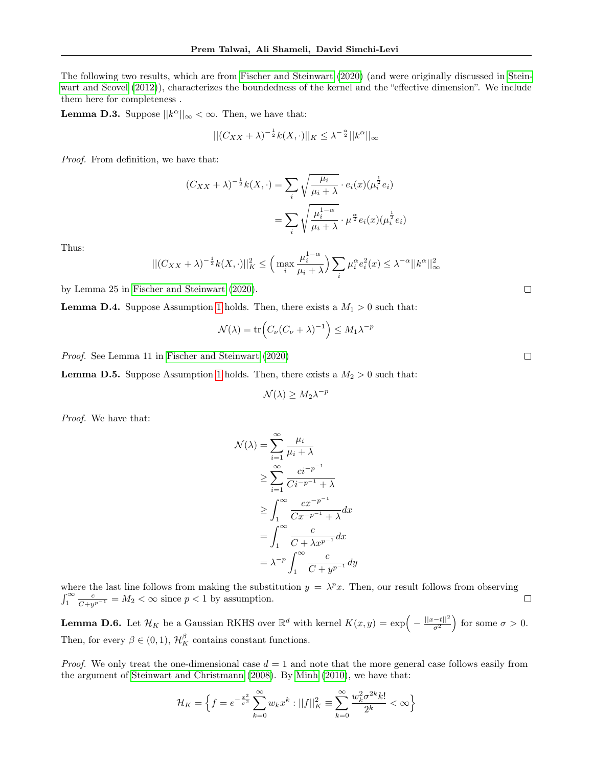The following two results, which are from Fischer and Steinwart (2020) (and were originally discussed in Steinwart and Scovel (2012)), characterizes the boundedness of the kernel and the "effective dimension". We include them here for completeness .

**Lemma D.3.** Suppose $||k^\alpha||_\infty < \infty$. Then, we have that:

$$||(C_{XX} + \lambda)^{-\frac{1}{2}} k(X, \cdot)||_K \leq \lambda^{-\frac{\alpha}{2}} ||k^\alpha||_\infty$$

*Proof.* From definition, we have that:

$$\begin{aligned}
(C_{XX} + \lambda)^{-\frac{1}{2}} k(X, \cdot) &= \sum_i \sqrt{\frac{\mu_i}{\mu_i + \lambda}} \cdot e_i(x) (\mu_i^{\frac{1}{2}} e_i) \\
&= \sum_i \sqrt{\frac{\mu_i^{1-\alpha}}{\mu_i + \lambda}} \cdot \mu^{\frac{\alpha}{2}} e_i(x) (\mu_i^{\frac{1}{2}} e_i)
\end{aligned}$$

Thus:

$$||(C_{XX} + \lambda)^{-\frac{1}{2}} k(X, \cdot)||_K^2 \leq \Big( \max_i \frac{\mu_i^{1-\alpha}}{\mu_i + \lambda} \Big) \sum_i \mu_i^\alpha e_i^2(x) \leq \lambda^{-\alpha} ||k^\alpha||_\infty^2$$

by Lemma 25 in Fischer and Steinwart (2020). ∎

**Lemma D.4.** Suppose Assumption 1 holds. Then, there exists a $M_1 > 0$ such that:

$$\mathcal{N}(\lambda) = \operatorname{tr}\Big( C_\nu (C_\nu + \lambda)^{-1} \Big) \leq M_1 \lambda^{-p}$$

*Proof.* See Lemma 11 in Fischer and Steinwart (2020) ∎

**Lemma D.5.** Suppose Assumption 1 holds. Then, there exists a $M_2 > 0$ such that:

$$\mathcal{N}(\lambda) \geq M_2 \lambda^{-p}$$

*Proof.* We have that:

$$\begin{aligned}
\mathcal{N}(\lambda) &= \sum_{i=1}^\infty \frac{\mu_i}{\mu_i + \lambda} \\
&\geq \sum_{i=1}^\infty \frac{c i^{-p^{-1}}}{C i^{-p^{-1}} + \lambda} \\
&\geq \int_1^\infty \frac{c x^{-p^{-1}}}{C x^{-p^{-1}} + \lambda} dx \\
&= \int_1^\infty \frac{c}{C + \lambda x^{p^{-1}}} dx \\
&= \lambda^{-p} \int_1^\infty \frac{c}{C + y^{p^{-1}}} dy
\end{aligned}$$

where the last line follows from making the substitution $y = \lambda^p x$. Then, our result follows from observing $\int_1^\infty \frac{c}{C + y^{p^{-1}}} = M_2 < \infty$ since $p < 1$ by assumption. ∎

**Lemma D.6.** Let $\mathcal{H}_K$ be a Gaussian RKHS over $\mathbb{R}^d$ with kernel $K(x, y) = \exp\Big( -\frac{||x-t||^2}{\sigma^2} \Big)$ for some $\sigma > 0$. Then, for every $\beta \in (0, 1)$, $\mathcal{H}_K^\beta$ contains constant functions.

*Proof.* We only treat the one-dimensional case $d = 1$ and note that the more general case follows easily from the argument of Steinwart and Christmann (2008). By Minh (2010), we have that:

$$\mathcal{H}_K = \Big\{ f = e^{-\frac{x^2}{\sigma^2}} \sum_{k=0}^\infty w_k x^k : ||f||_K^2 \equiv \sum_{k=0}^\infty \frac{w_k^2 \sigma^{2k} k!}{2^k} < \infty \Big\}$$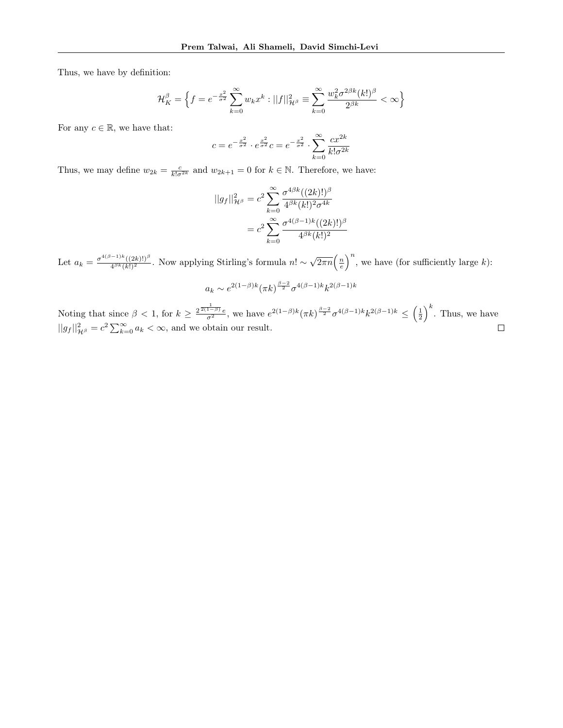Thus, we have by definition:

$$\mathcal{H}_K^\beta = \Big\{ f = e^{-\frac{x^2}{\sigma^2}} \sum_{k=0}^\infty w_k x^k : ||f||_{\mathcal{H}^\beta}^2 \equiv \sum_{k=0}^\infty \frac{w_k^2 \sigma^{2\beta k} (k!)^\beta}{2^{\beta k}} < \infty \Big\}$$

For any $c \in \mathbb{R}$, we have that:

$$c = e^{-\frac{x^2}{\sigma^2}} \cdot e^{\frac{x^2}{\sigma^2}} c = e^{-\frac{x^2}{\sigma^2}} \cdot \sum_{k=0}^\infty \frac{c x^{2k}}{k! \sigma^{2k}}$$

Thus, we may define $w_{2k} = \frac{c}{k!\sigma^{2k}}$ and $w_{2k+1} = 0$ for $k \in \mathbb{N}$. Therefore, we have:

$$\begin{aligned}
||g_f||_{\mathcal{H}^\beta}^2 &= c^2 \sum_{k=0}^\infty \frac{\sigma^{4\beta k}((2k)!)^\beta}{4^{\beta k}(k!)^2 \sigma^{4k}} \\
&= c^2 \sum_{k=0}^\infty \frac{\sigma^{4(\beta-1)k}((2k)!)^\beta}{4^{\beta k}(k!)^2}
\end{aligned}$$

Let $a_k = \frac{\sigma^{4(\beta-1)k}((2k)!)^\beta}{4^{\beta k}(k!)^2}$. Now applying Stirling's formula $n! \sim \sqrt{2\pi n}\Big(\frac{n}{e}\Big)^n$, we have (for sufficiently large $k$):

$$a_k \sim e^{2(1-\beta)k} (\pi k)^{\frac{\beta-2}{2}} \sigma^{4(\beta-1)k} k^{2(\beta-1)k}$$

Noting that since $\beta < 1$, for $k \geq \frac{2^{\frac{1}{2(1-\beta)}} e}{\sigma^2}$, we have $e^{2(1-\beta)k} (\pi k)^{\frac{\beta-2}{2}} \sigma^{4(\beta-1)k} k^{2(\beta-1)k} \leq \Big(\frac{1}{2}\Big)^k$. Thus, we have $||g_f||_{\mathcal{H}^\beta}^2 = c^2 \sum_{k=0}^\infty a_k < \infty$, and we obtain our result. $\square$